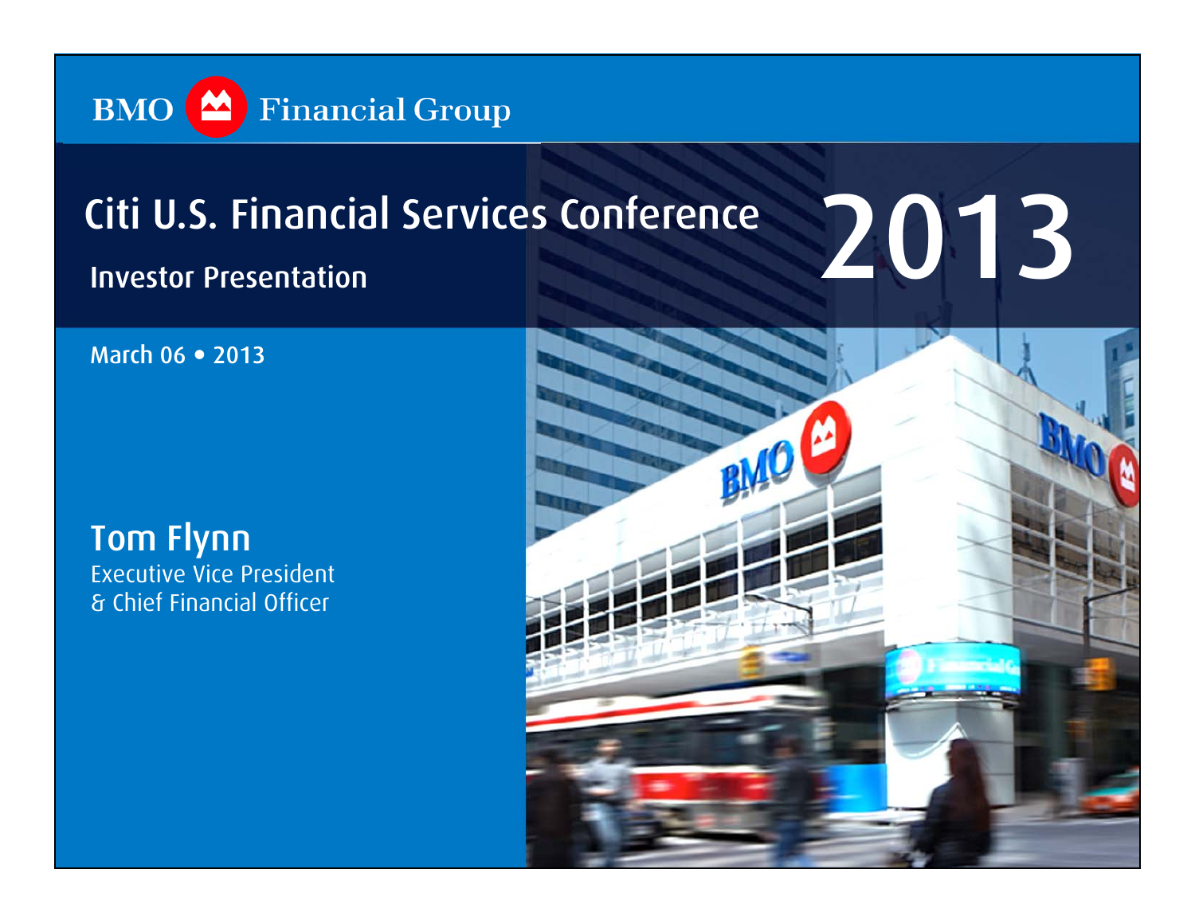BMO Financial Group

# Citi U.S. Financial Services Conference 2013

## Investor Presentation

March 06 • 2013

**Tom Flynn**
Executive Vice President
& Chief Financial Officer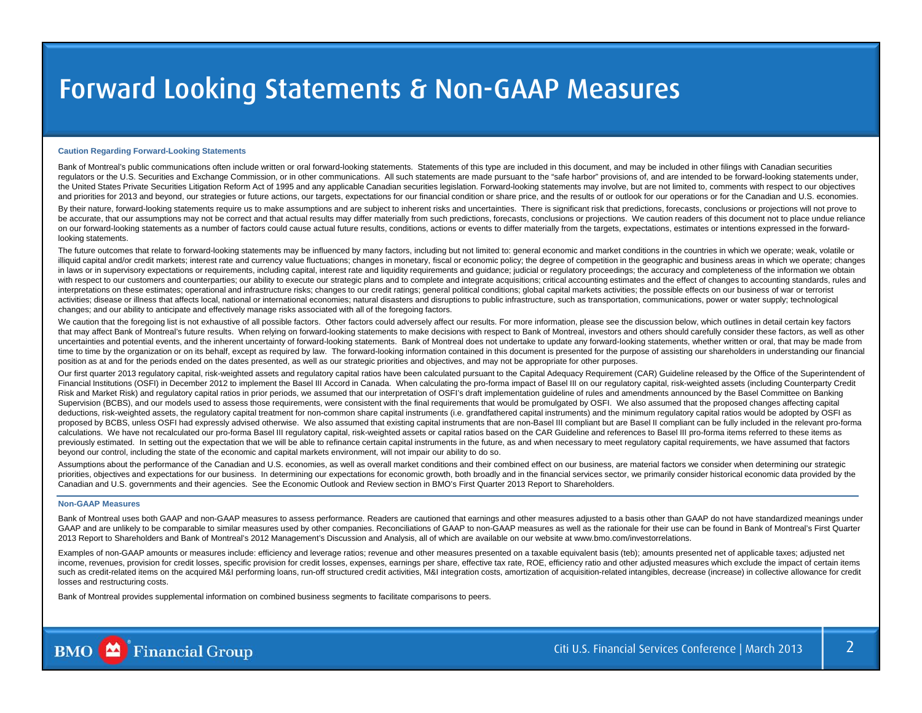# Forward Looking Statements & Non-GAAP Measures

**Caution Regarding Forward-Looking Statements**

Bank of Montreal's public communications often include written or oral forward-looking statements. Statements of this type are included in this document, and may be included in other filings with Canadian securities regulators or the U.S. Securities and Exchange Commission, or in other communications. All such statements are made pursuant to the "safe harbor" provisions of, and are intended to be forward-looking statements under, the United States Private Securities Litigation Reform Act of 1995 and any applicable Canadian securities legislation. Forward-looking statements may involve, but are not limited to, comments with respect to our objectives and priorities for 2013 and beyond, our strategies or future actions, our targets, expectations for our financial condition or share price, and the results of or outlook for our operations or for the Canadian and U.S. economies.

By their nature, forward-looking statements require us to make assumptions and are subject to inherent risks and uncertainties. There is significant risk that predictions, forecasts, conclusions or projections will not prove to be accurate, that our assumptions may not be correct and that actual results may differ materially from such predictions, forecasts, conclusions or projections. We caution readers of this document not to place undue reliance on our forward-looking statements as a number of factors could cause actual future results, conditions, actions or events to differ materially from the targets, expectations, estimates or intentions expressed in the forward-looking statements.

The future outcomes that relate to forward-looking statements may be influenced by many factors, including but not limited to: general economic and market conditions in the countries in which we operate; weak, volatile or illiquid capital and/or credit markets; interest rate and currency value fluctuations; changes in monetary, fiscal or economic policy; the degree of competition in the geographic and business areas in which we operate; changes in laws or in supervisory expectations or requirements, including capital, interest rate and liquidity requirements and guidance; judicial or regulatory proceedings; the accuracy and completeness of the information we obtain with respect to our customers and counterparties; our ability to execute our strategic plans and to complete and integrate acquisitions; critical accounting estimates and the effect of changes to accounting standards, rules and interpretations on these estimates; operational and infrastructure risks; changes to our credit ratings; general political conditions; global capital markets activities; the possible effects on our business of war or terrorist activities; disease or illness that affects local, national or international economies; natural disasters and disruptions to public infrastructure, such as transportation, communications, power or water supply; technological changes; and our ability to anticipate and effectively manage risks associated with all of the foregoing factors.

We caution that the foregoing list is not exhaustive of all possible factors. Other factors could adversely affect our results. For more information, please see the discussion below, which outlines in detail certain key factors that may affect Bank of Montreal's future results. When relying on forward-looking statements to make decisions with respect to Bank of Montreal, investors and others should carefully consider these factors, as well as other uncertainties and potential events, and the inherent uncertainty of forward-looking statements. Bank of Montreal does not undertake to update any forward-looking statements, whether written or oral, that may be made from time to time by the organization or on its behalf, except as required by law. The forward-looking information contained in this document is presented for the purpose of assisting our shareholders in understanding our financial position as at and for the periods ended on the dates presented, as well as our strategic priorities and objectives, and may not be appropriate for other purposes.

Our first quarter 2013 regulatory capital, risk-weighted assets and regulatory capital ratios have been calculated pursuant to the Capital Adequacy Requirement (CAR) Guideline released by the Office of the Superintendent of Financial Institutions (OSFI) in December 2012 to implement the Basel III Accord in Canada. When calculating the pro-forma impact of Basel III on our regulatory capital, risk-weighted assets (including Counterparty Credit Risk and Market Risk) and regulatory capital ratios in prior periods, we assumed that our interpretation of OSFI's draft implementation guideline of rules and amendments announced by the Basel Committee on Banking Supervision (BCBS), and our models used to assess those requirements, were consistent with the final requirements that would be promulgated by OSFI. We also assumed that the proposed changes affecting capital deductions, risk-weighted assets, the regulatory capital treatment for non-common share capital instruments (i.e. grandfathered capital instruments) and the minimum regulatory capital ratios would be adopted by OSFI as proposed by BCBS, unless OSFI had expressly advised otherwise. We also assumed that existing capital instruments that are non-Basel III compliant but are Basel II compliant can be fully included in the relevant pro-forma calculations. We have not recalculated our pro-forma Basel III regulatory capital, risk-weighted assets or capital ratios based on the CAR Guideline and references to Basel III pro-forma items referred to these items as previously estimated. In setting out the expectation that we will be able to refinance certain capital instruments in the future, as and when necessary to meet regulatory capital requirements, we have assumed that factors beyond our control, including the state of the economic and capital markets environment, will not impair our ability to do so.

Assumptions about the performance of the Canadian and U.S. economies, as well as overall market conditions and their combined effect on our business, are material factors we consider when determining our strategic priorities, objectives and expectations for our business. In determining our expectations for economic growth, both broadly and in the financial services sector, we primarily consider historical economic data provided by the Canadian and U.S. governments and their agencies. See the Economic Outlook and Review section in BMO's First Quarter 2013 Report to Shareholders.

**Non-GAAP Measures**

Bank of Montreal uses both GAAP and non-GAAP measures to assess performance. Readers are cautioned that earnings and other measures adjusted to a basis other than GAAP do not have standardized meanings under GAAP and are unlikely to be comparable to similar measures used by other companies. Reconciliations of GAAP to non-GAAP measures as well as the rationale for their use can be found in Bank of Montreal's First Quarter 2013 Report to Shareholders and Bank of Montreal's 2012 Management's Discussion and Analysis, all of which are available on our website at www.bmo.com/investorrelations.

Examples of non-GAAP amounts or measures include: efficiency and leverage ratios; revenue and other measures presented on a taxable equivalent basis (teb); amounts presented net of applicable taxes; adjusted net income, revenues, provision for credit losses, specific provision for credit losses, expenses, earnings per share, effective tax rate, ROE, efficiency ratio and other adjusted measures which exclude the impact of certain items such as credit-related items on the acquired M&I performing loans, run-off structured credit activities, M&I integration costs, amortization of acquisition-related intangibles, decrease (increase) in collective allowance for credit losses and restructuring costs.

Bank of Montreal provides supplemental information on combined business segments to facilitate comparisons to peers.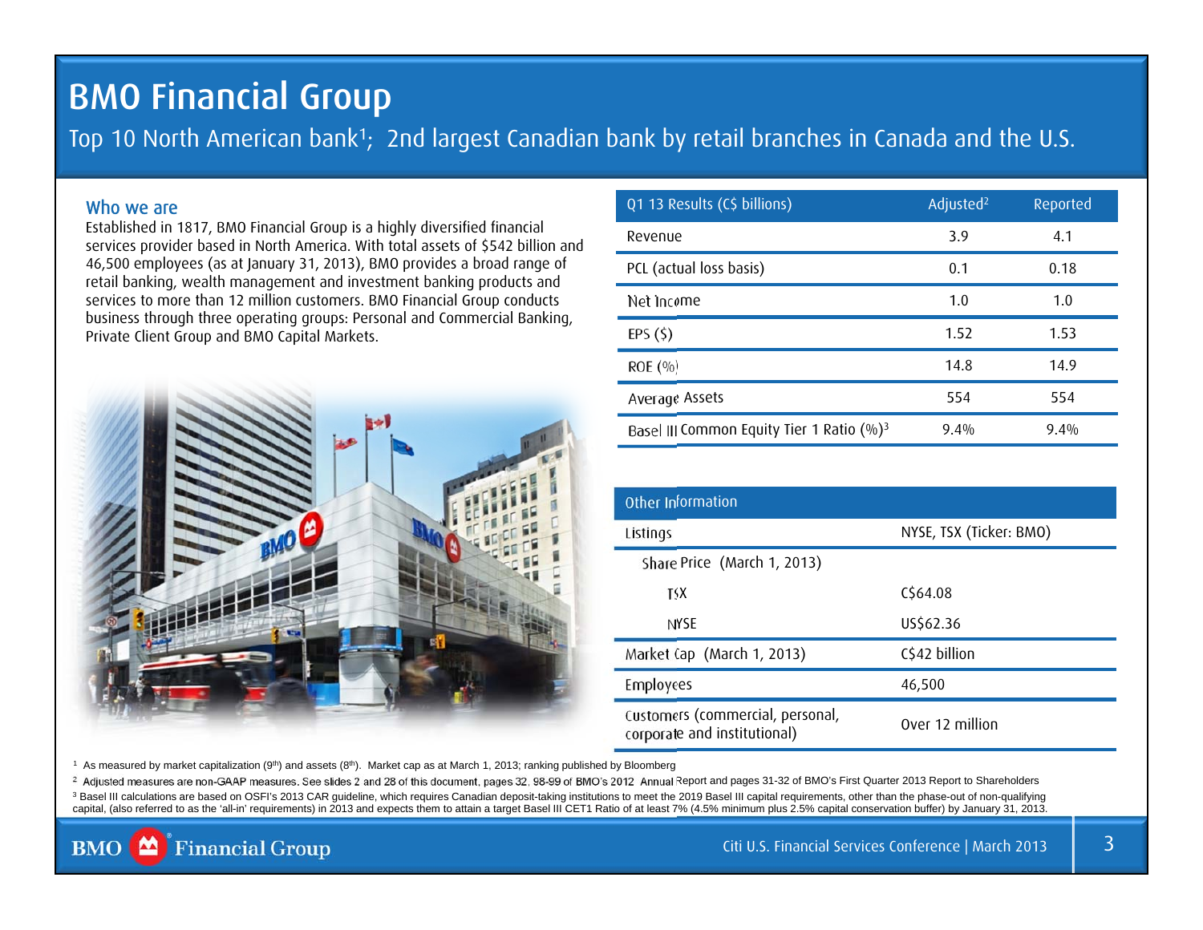# BMO Financial Group

## Top 10 North American bank[1]; 2nd largest Canadian bank by retail branches in Canada and the U.S.

### Who we are

Established in 1817, BMO Financial Group is a highly diversified financial services provider based in North America. With total assets of $542 billion and 46,500 employees (as at January 31, 2013), BMO provides a broad range of retail banking, wealth management and investment banking products and services to more than 12 million customers. BMO Financial Group conducts business through three operating groups: Personal and Commercial Banking, Private Client Group and BMO Capital Markets.

| Q1 13 Results (C$ billions) | Adjusted[2] | Reported |
|---|---|---|
| Revenue | 3.9 | 4.1 |
| PCL (actual loss basis) | 0.1 | 0.18 |
| Net Income | 1.0 | 1.0 |
| EPS ($) | 1.52 | 1.53 |
| ROE (%) | 14.8 | 14.9 |
| Average Assets | 554 | 554 |
| Basel III Common Equity Tier 1 Ratio (%)[3] | 9.4% | 9.4% |

| Other Information | |
|---|---|
| Listings | NYSE, TSX (Ticker: BMO) |
| Share Price (March 1, 2013) | |
| TSX | C$64.08 |
| NYSE | US$62.36 |
| Market Cap (March 1, 2013) | C$42 billion |
| Employees | 46,500 |
| Customers (commercial, personal, corporate and institutional) | Over 12 million |

[1] As measured by market capitalization (9th) and assets (8th). Market cap as at March 1, 2013; ranking published by Bloomberg

[2] Adjusted measures are non-GAAP measures. See slides 2 and 28 of this document, pages 32, 98-99 of BMO's 2012 Annual Report and pages 31-32 of BMO's First Quarter 2013 Report to Shareholders

[3] Basel III calculations are based on OSFI's 2013 CAR guideline, which requires Canadian deposit-taking institutions to meet the 2019 Basel III capital requirements, other than the phase-out of non-qualifying capital, (also referred to as the 'all-in' requirements) in 2013 and expects them to attain a target Basel III CET1 Ratio of at least 7% (4.5% minimum plus 2.5% capital conservation buffer) by January 31, 2013.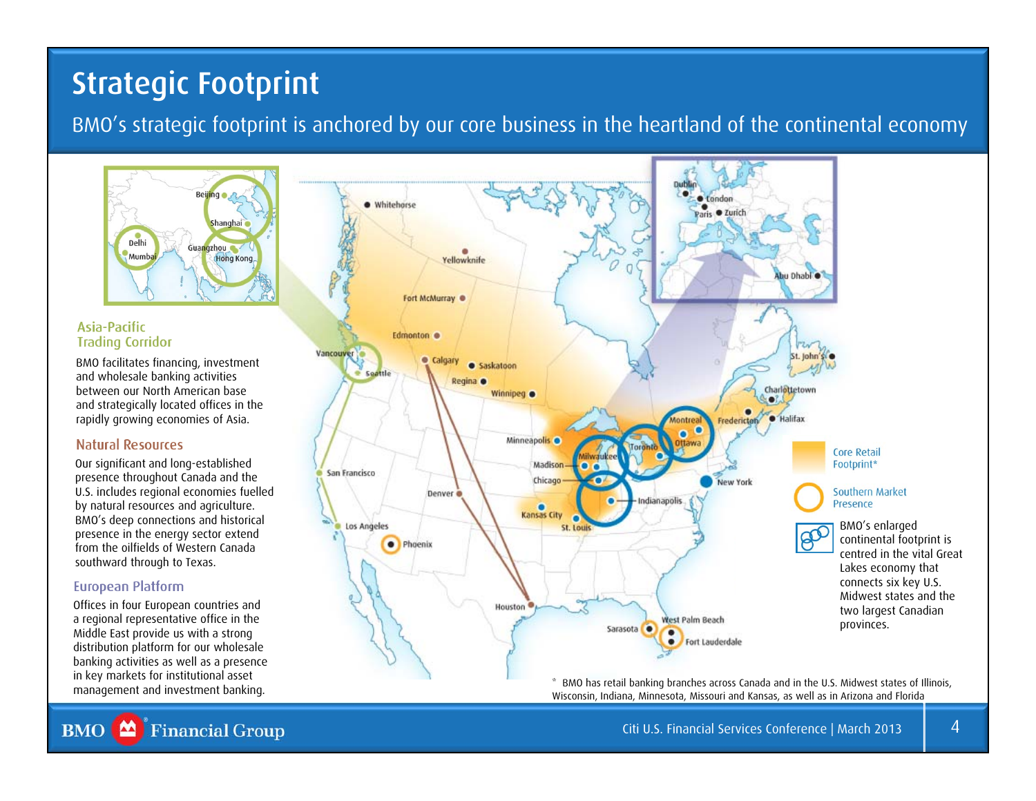# Strategic Footprint

BMO's strategic footprint is anchored by our core business in the heartland of the continental economy

### Asia-Pacific Trading Corridor

BMO facilitates financing, investment and wholesale banking activities between our North American base and strategically located offices in the rapidly growing economies of Asia.

### Natural Resources

Our significant and long-established presence throughout Canada and the U.S. includes regional economies fuelled by natural resources and agriculture. BMO's deep connections and historical presence in the energy sector extend from the oilfields of Western Canada southward through to Texas.

### European Platform

Offices in four European countries and a regional representative office in the Middle East provide us with a strong distribution platform for our wholesale banking activities as well as a presence in key markets for institutional asset management and investment banking.

Core Retail Footprint*

Southern Market Presence

BMO's enlarged continental footprint is centred in the vital Great Lakes economy that connects six key U.S. Midwest states and the two largest Canadian provinces.

\* BMO has retail banking branches across Canada and in the U.S. Midwest states of Illinois, Wisconsin, Indiana, Minnesota, Missouri and Kansas, as well as in Arizona and Florida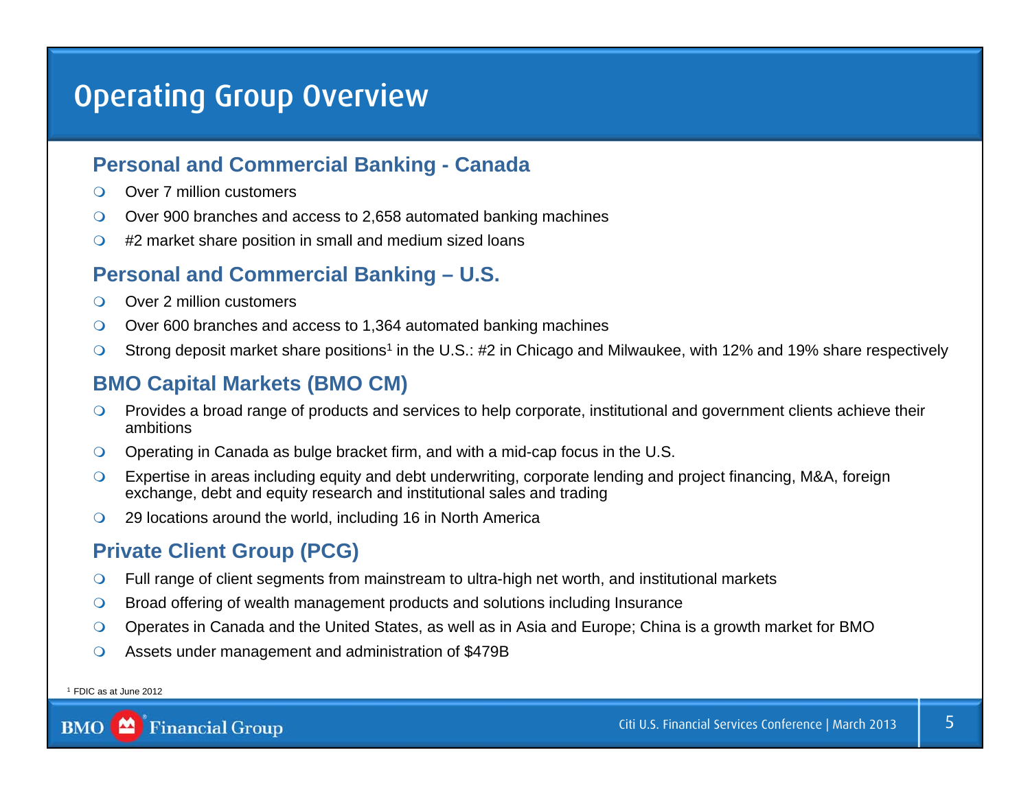# Operating Group Overview

## Personal and Commercial Banking - Canada

- Over 7 million customers
- Over 900 branches and access to 2,658 automated banking machines
- #2 market share position in small and medium sized loans

## Personal and Commercial Banking – U.S.

- Over 2 million customers
- Over 600 branches and access to 1,364 automated banking machines
- Strong deposit market share positions[1] in the U.S.: #2 in Chicago and Milwaukee, with 12% and 19% share respectively

## BMO Capital Markets (BMO CM)

- Provides a broad range of products and services to help corporate, institutional and government clients achieve their ambitions
- Operating in Canada as bulge bracket firm, and with a mid-cap focus in the U.S.
- Expertise in areas including equity and debt underwriting, corporate lending and project financing, M&A, foreign exchange, debt and equity research and institutional sales and trading
- 29 locations around the world, including 16 in North America

## Private Client Group (PCG)

- Full range of client segments from mainstream to ultra-high net worth, and institutional markets
- Broad offering of wealth management products and solutions including Insurance
- Operates in Canada and the United States, as well as in Asia and Europe; China is a growth market for BMO
- Assets under management and administration of $479B

[1] FDIC as at June 2012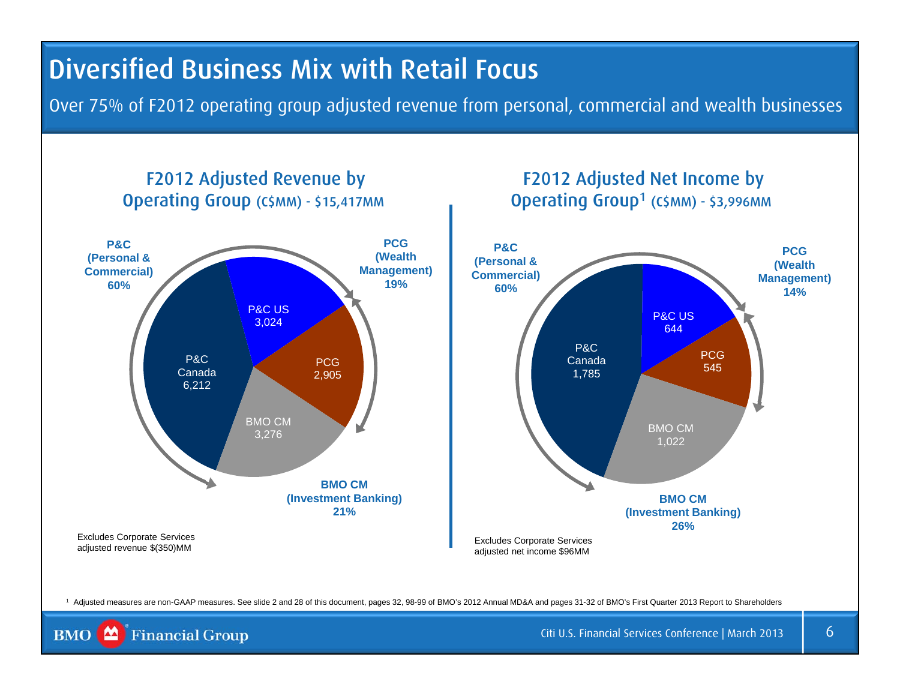# Diversified Business Mix with Retail Focus

Over 75% of F2012 operating group adjusted revenue from personal, commercial and wealth businesses

## F2012 Adjusted Revenue by Operating Group (C$MM) - $15,417MM

| Segment | Adjusted Revenue (C$MM) |
|---|---|
| P&C Canada | 6,212 |
| P&C US | 3,024 |
| PCG | 2,905 |
| BMO CM | 3,276 |

- **P&C (Personal & Commercial) 60%**
- **PCG (Wealth Management) 19%**
- **BMO CM (Investment Banking) 21%**

Excludes Corporate Services adjusted revenue $(350)MM

## F2012 Adjusted Net Income by Operating Group[1] (C$MM) - $3,996MM

| Segment | Adjusted Net Income (C$MM) |
|---|---|
| P&C Canada | 1,785 |
| P&C US | 644 |
| PCG | 545 |
| BMO CM | 1,022 |

- **P&C (Personal & Commercial) 60%**
- **PCG (Wealth Management) 14%**
- **BMO CM (Investment Banking) 26%**

Excludes Corporate Services adjusted net income $96MM

[1] Adjusted measures are non-GAAP measures. See slide 2 and 28 of this document, pages 32, 98-99 of BMO's 2012 Annual MD&A and pages 31-32 of BMO's First Quarter 2013 Report to Shareholders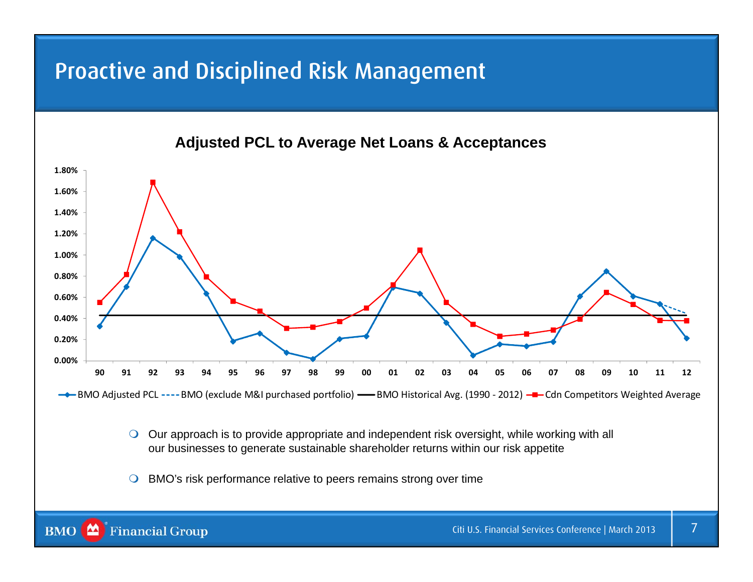# Proactive and Disciplined Risk Management

**Adjusted PCL to Average Net Loans & Acceptances**

1.80%
1.60%
1.40%
1.20%
1.00%
0.80%
0.60%
0.40%
0.20%
0.00%

90 91 92 93 94 95 96 97 98 99 00 01 02 03 04 05 06 07 08 09 10 11 12

BMO Adjusted PCL | BMO (exclude M&I purchased portfolio) | BMO Historical Avg. (1990 - 2012) | Cdn Competitors Weighted Average

- Our approach is to provide appropriate and independent risk oversight, while working with all our businesses to generate sustainable shareholder returns within our risk appetite
- BMO's risk performance relative to peers remains strong over time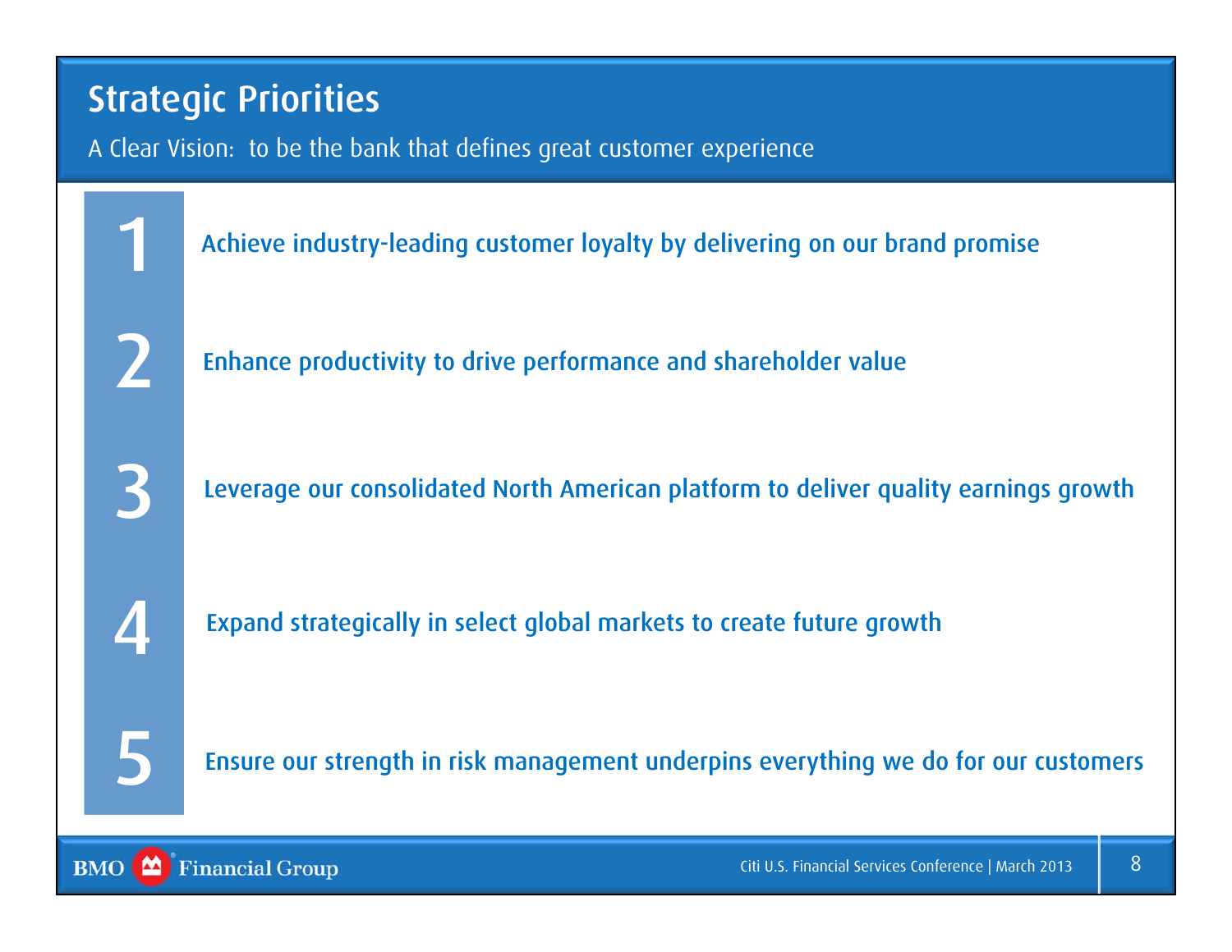# Strategic Priorities

A Clear Vision: to be the bank that defines great customer experience

1. Achieve industry-leading customer loyalty by delivering on our brand promise
2. Enhance productivity to drive performance and shareholder value
3. Leverage our consolidated North American platform to deliver quality earnings growth
4. Expand strategically in select global markets to create future growth
5. Ensure our strength in risk management underpins everything we do for our customers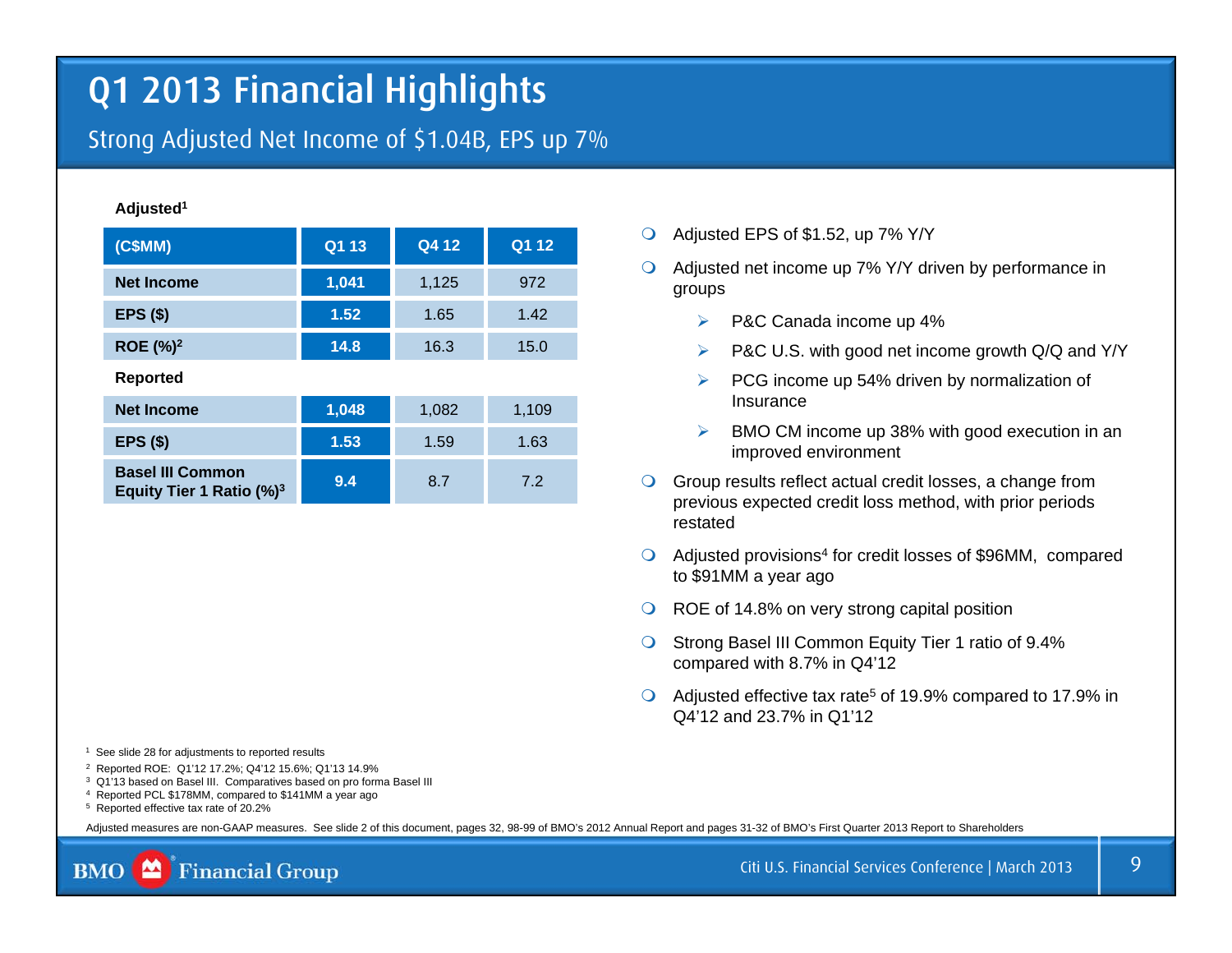# Q1 2013 Financial Highlights

## Strong Adjusted Net Income of $1.04B, EPS up 7%

**Adjusted**[1]

| (C$MM) | Q1 13 | Q4 12 | Q1 12 |
|---|---|---|---|
| Net Income | 1,041 | 1,125 | 972 |
| EPS ($) | 1.52 | 1.65 | 1.42 |
| ROE (%)[2] | 14.8 | 16.3 | 15.0 |
| **Reported** | | | |
| Net Income | 1,048 | 1,082 | 1,109 |
| EPS ($) | 1.53 | 1.59 | 1.63 |
| Basel III Common Equity Tier 1 Ratio (%)[3] | 9.4 | 8.7 | 7.2 |

- Adjusted EPS of $1.52, up 7% Y/Y
- Adjusted net income up 7% Y/Y driven by performance in groups
  - P&C Canada income up 4%
  - P&C U.S. with good net income growth Q/Q and Y/Y
  - PCG income up 54% driven by normalization of Insurance
  - BMO CM income up 38% with good execution in an improved environment
- Group results reflect actual credit losses, a change from previous expected credit loss method, with prior periods restated
- Adjusted provisions[4] for credit losses of $96MM, compared to $91MM a year ago
- ROE of 14.8% on very strong capital position
- Strong Basel III Common Equity Tier 1 ratio of 9.4% compared with 8.7% in Q4'12
- Adjusted effective tax rate[5] of 19.9% compared to 17.9% in Q4'12 and 23.7% in Q1'12

[1] See slide 28 for adjustments to reported results
[2] Reported ROE: Q1'12 17.2%; Q4'12 15.6%; Q1'13 14.9%
[3] Q1'13 based on Basel III. Comparatives based on pro forma Basel III
[4] Reported PCL $178MM, compared to $141MM a year ago
[5] Reported effective tax rate of 20.2%

Adjusted measures are non-GAAP measures. See slide 2 of this document, pages 32, 98-99 of BMO's 2012 Annual Report and pages 31-32 of BMO's First Quarter 2013 Report to Shareholders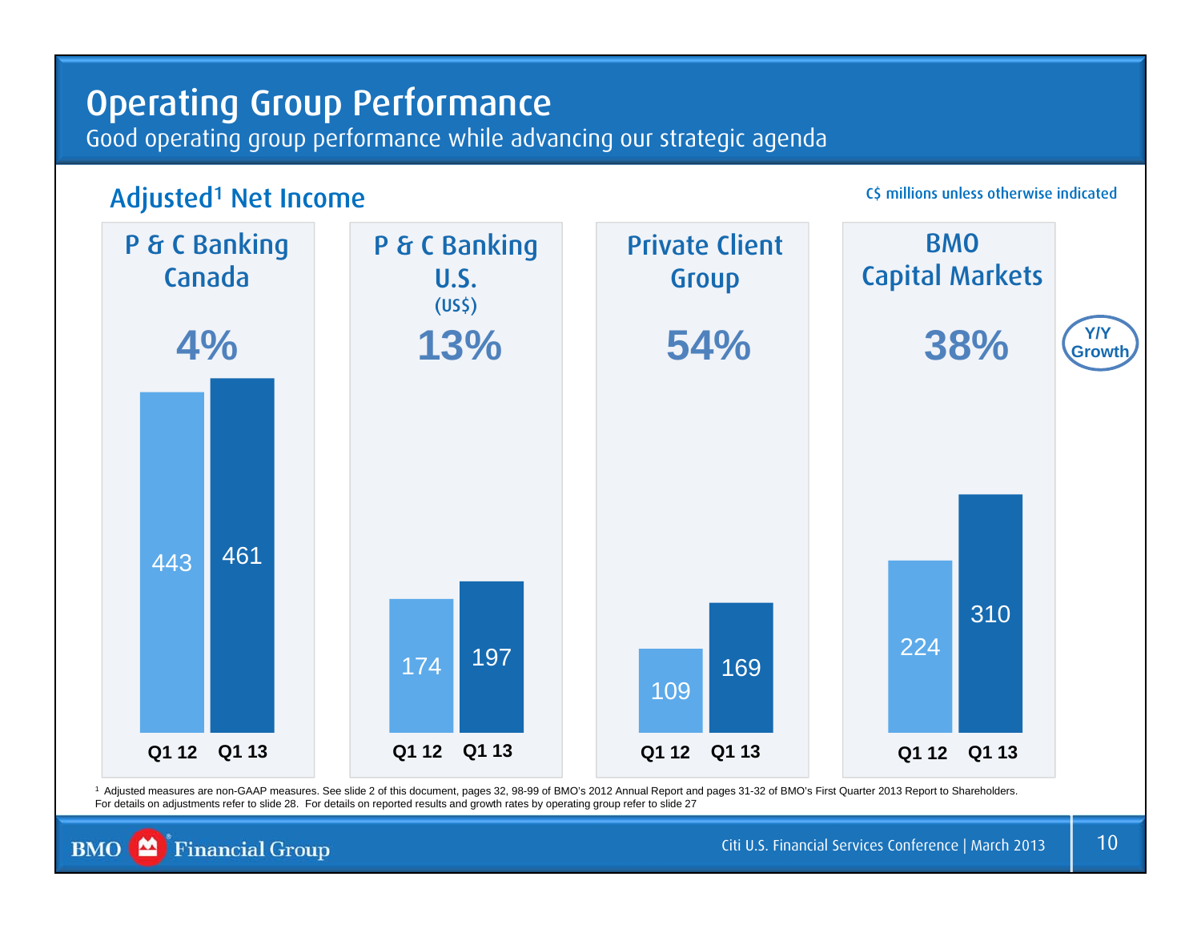# Operating Group Performance

Good operating group performance while advancing our strategic agenda

## Adjusted[1] Net Income

C$ millions unless otherwise indicated

| | P & C Banking Canada | P & C Banking U.S. (US$) | Private Client Group | BMO Capital Markets |
|---|---|---|---|---|
| Q1 12 | 443 | 174 | 109 | 224 |
| Q1 13 | 461 | 197 | 169 | 310 |
| Y/Y Growth | 4% | 13% | 54% | 38% |

[1] Adjusted measures are non-GAAP measures. See slide 2 of this document, pages 32, 98-99 of BMO's 2012 Annual Report and pages 31-32 of BMO's First Quarter 2013 Report to Shareholders. For details on adjustments refer to slide 28. For details on reported results and growth rates by operating group refer to slide 27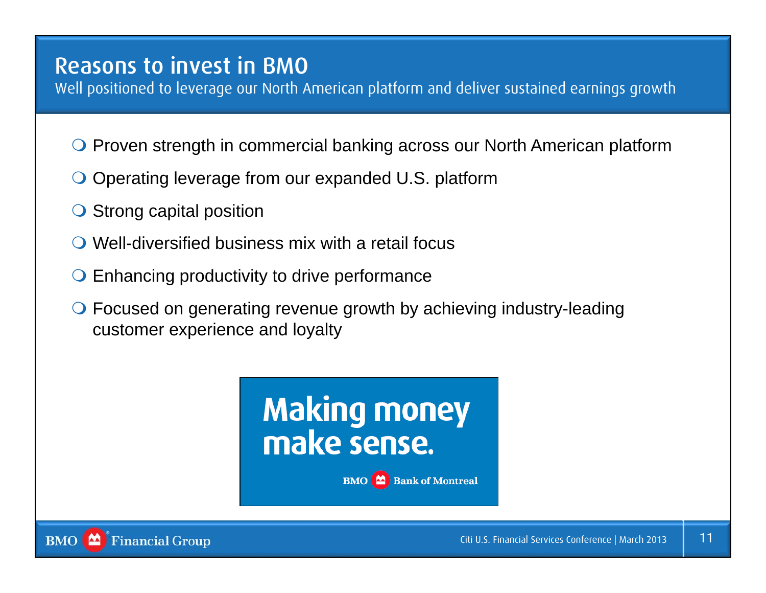# Reasons to invest in BMO

Well positioned to leverage our North American platform and deliver sustained earnings growth

- Proven strength in commercial banking across our North American platform
- Operating leverage from our expanded U.S. platform
- Strong capital position
- Well-diversified business mix with a retail focus
- Enhancing productivity to drive performance
- Focused on generating revenue growth by achieving industry-leading customer experience and loyalty

**Making money make sense.**

BMO Bank of Montreal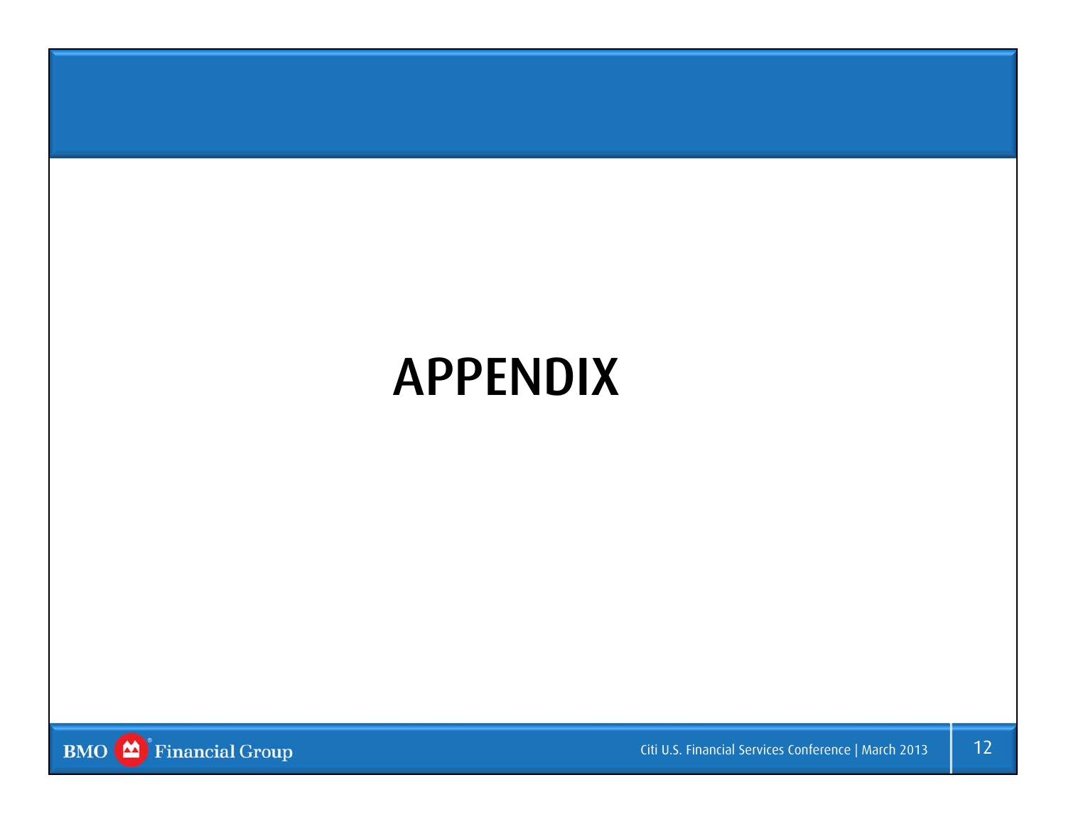# APPENDIX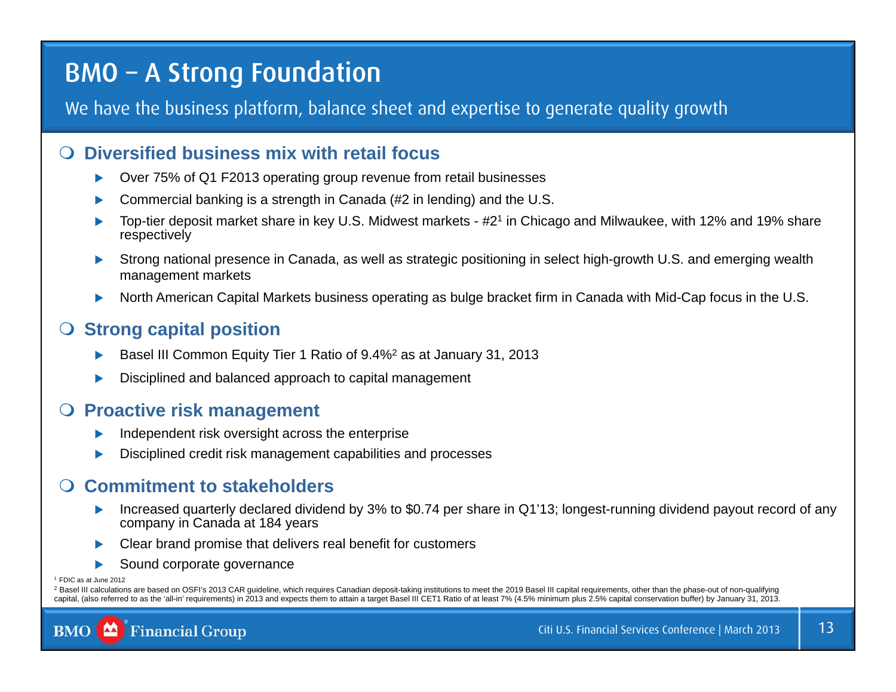# BMO – A Strong Foundation

We have the business platform, balance sheet and expertise to generate quality growth

## Diversified business mix with retail focus

- Over 75% of Q1 F2013 operating group revenue from retail businesses
- Commercial banking is a strength in Canada (#2 in lending) and the U.S.
- Top-tier deposit market share in key U.S. Midwest markets - #2[1] in Chicago and Milwaukee, with 12% and 19% share respectively
- Strong national presence in Canada, as well as strategic positioning in select high-growth U.S. and emerging wealth management markets
- North American Capital Markets business operating as bulge bracket firm in Canada with Mid-Cap focus in the U.S.

## Strong capital position

- Basel III Common Equity Tier 1 Ratio of 9.4%[2] as at January 31, 2013
- Disciplined and balanced approach to capital management

## Proactive risk management

- Independent risk oversight across the enterprise
- Disciplined credit risk management capabilities and processes

## Commitment to stakeholders

- Increased quarterly declared dividend by 3% to $0.74 per share in Q1'13; longest-running dividend payout record of any company in Canada at 184 years
- Clear brand promise that delivers real benefit for customers
- Sound corporate governance

[1] FDIC as at June 2012

[2] Basel III calculations are based on OSFI's 2013 CAR guideline, which requires Canadian deposit-taking institutions to meet the 2019 Basel III capital requirements, other than the phase-out of non-qualifying capital, (also referred to as the 'all-in' requirements) in 2013 and expects them to attain a target Basel III CET1 Ratio of at least 7% (4.5% minimum plus 2.5% capital conservation buffer) by January 31, 2013.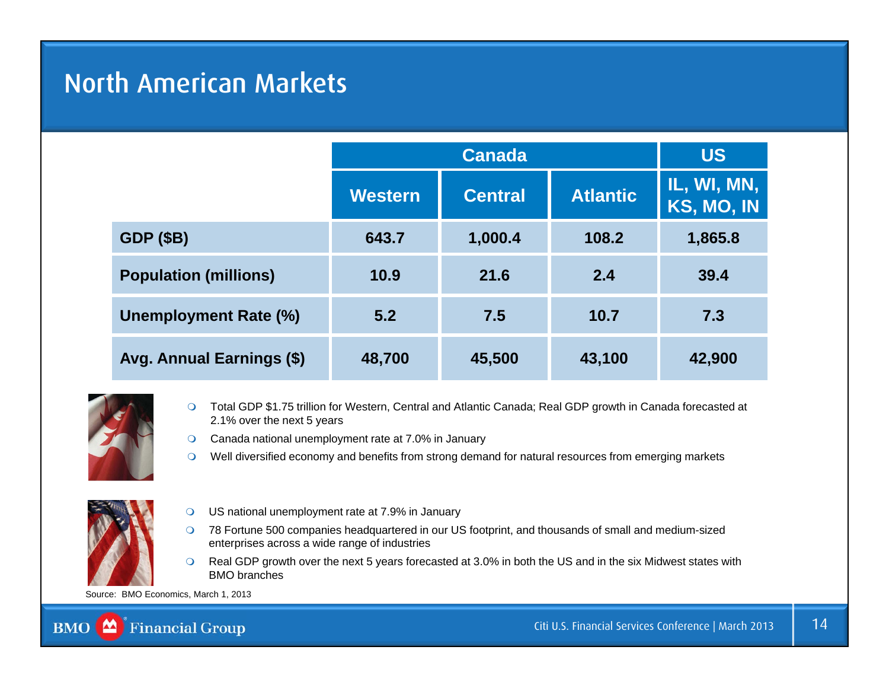# North American Markets

| | Canada | | | US |
|---|---|---|---|---|
| | Western | Central | Atlantic | IL, WI, MN, KS, MO, IN |
| GDP ($B) | 643.7 | 1,000.4 | 108.2 | 1,865.8 |
| Population (millions) | 10.9 | 21.6 | 2.4 | 39.4 |
| Unemployment Rate (%) | 5.2 | 7.5 | 10.7 | 7.3 |
| Avg. Annual Earnings ($) | 48,700 | 45,500 | 43,100 | 42,900 |

- Total GDP $1.75 trillion for Western, Central and Atlantic Canada; Real GDP growth in Canada forecasted at 2.1% over the next 5 years
- Canada national unemployment rate at 7.0% in January
- Well diversified economy and benefits from strong demand for natural resources from emerging markets

- US national unemployment rate at 7.9% in January
- 78 Fortune 500 companies headquartered in our US footprint, and thousands of small and medium-sized enterprises across a wide range of industries
- Real GDP growth over the next 5 years forecasted at 3.0% in both the US and in the six Midwest states with BMO branches

Source: BMO Economics, March 1, 2013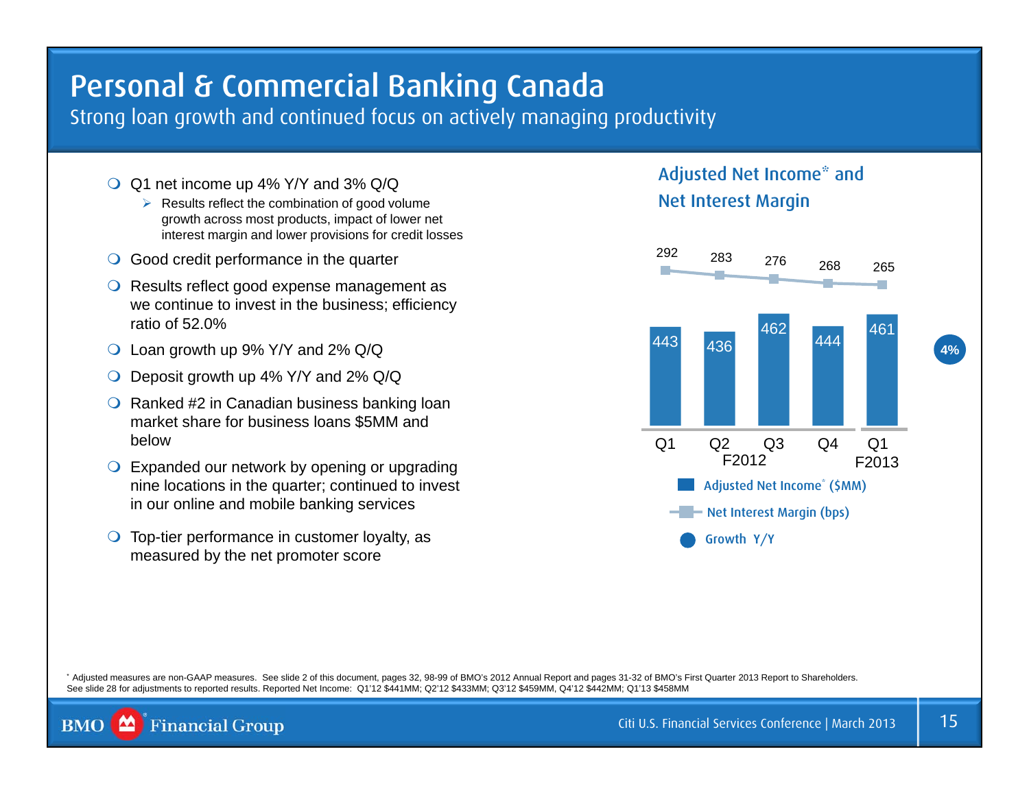# Personal & Commercial Banking Canada

## Strong loan growth and continued focus on actively managing productivity

- Q1 net income up 4% Y/Y and 3% Q/Q
  - Results reflect the combination of good volume growth across most products, impact of lower net interest margin and lower provisions for credit losses
- Good credit performance in the quarter
- Results reflect good expense management as we continue to invest in the business; efficiency ratio of 52.0%
- Loan growth up 9% Y/Y and 2% Q/Q
- Deposit growth up 4% Y/Y and 2% Q/Q
- Ranked #2 in Canadian business banking loan market share for business loans $5MM and below
- Expanded our network by opening or upgrading nine locations in the quarter; continued to invest in our online and mobile banking services
- Top-tier performance in customer loyalty, as measured by the net promoter score

### Adjusted Net Income* and Net Interest Margin

| | Q1 F2012 | Q2 F2012 | Q3 F2012 | Q4 F2012 | Q1 F2013 |
|---|---|---|---|---|---|
| Adjusted Net Income* ($MM) | 443 | 436 | 462 | 444 | 461 |
| Net Interest Margin (bps) | 292 | 283 | 276 | 268 | 265 |

Growth Y/Y: 4%

* Adjusted measures are non-GAAP measures. See slide 2 of this document, pages 32, 98-99 of BMO's 2012 Annual Report and pages 31-32 of BMO's First Quarter 2013 Report to Shareholders. See slide 28 for adjustments to reported results. Reported Net Income: Q1'12 $441MM; Q2'12 $433MM; Q3'12 $459MM, Q4'12 $442MM; Q1'13 $458MM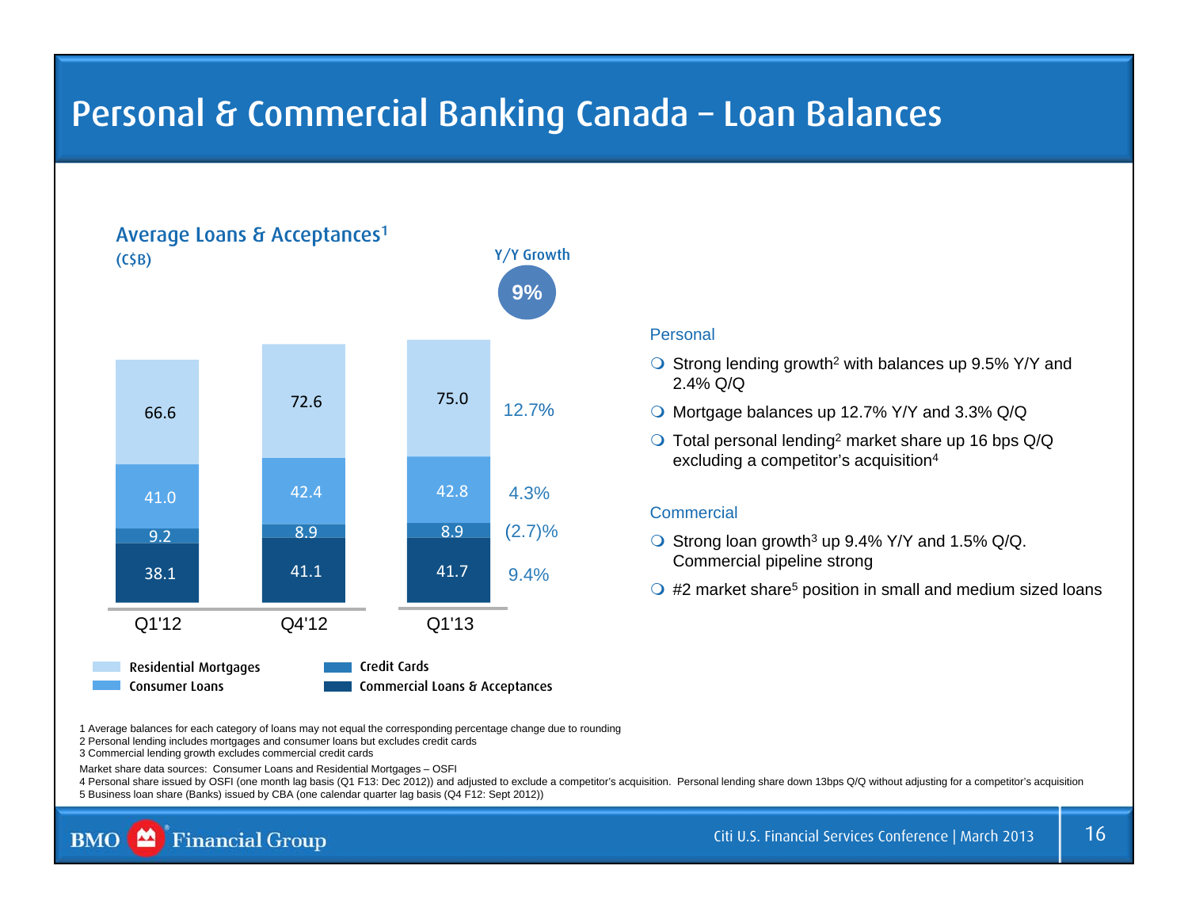# Personal & Commercial Banking Canada – Loan Balances

## Average Loans & Acceptances[1]

(C$B)

| | Q1'12 | Q4'12 | Q1'13 | Y/Y Growth |
|---|---|---|---|---|
| Residential Mortgages | 66.6 | 72.6 | 75.0 | 12.7% |
| Consumer Loans | 41.0 | 42.4 | 42.8 | 4.3% |
| Credit Cards | 9.2 | 8.9 | 8.9 | (2.7)% |
| Commercial Loans & Acceptances | 38.1 | 41.1 | 41.7 | 9.4% |

Y/Y Growth: **9%**

### Personal

- Strong lending growth[2] with balances up 9.5% Y/Y and 2.4% Q/Q
- Mortgage balances up 12.7% Y/Y and 3.3% Q/Q
- Total personal lending[2] market share up 16 bps Q/Q excluding a competitor's acquisition[4]

### Commercial

- Strong loan growth[3] up 9.4% Y/Y and 1.5% Q/Q. Commercial pipeline strong
- #2 market share[5] position in small and medium sized loans

1 Average balances for each category of loans may not equal the corresponding percentage change due to rounding
2 Personal lending includes mortgages and consumer loans but excludes credit cards
3 Commercial lending growth excludes commercial credit cards

Market share data sources: Consumer Loans and Residential Mortgages – OSFI
4 Personal share issued by OSFI (one month lag basis (Q1 F13: Dec 2012)) and adjusted to exclude a competitor's acquisition. Personal lending share down 13bps Q/Q without adjusting for a competitor's acquisition
5 Business loan share (Banks) issued by CBA (one calendar quarter lag basis (Q4 F12: Sept 2012))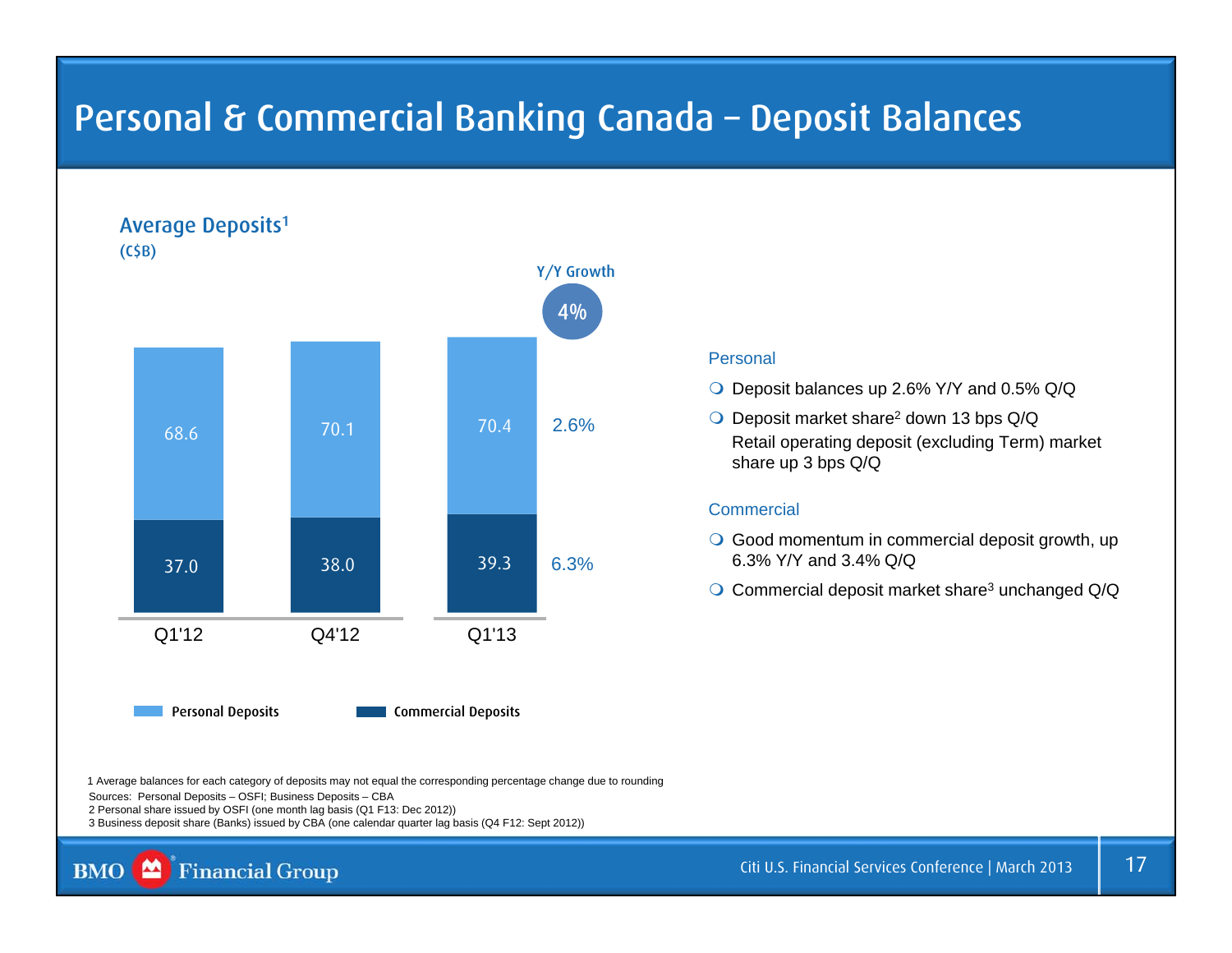# Personal & Commercial Banking Canada – Deposit Balances

## Average Deposits[1]

(C$B)

| | Q1'12 | Q4'12 | Q1'13 | Y/Y Growth |
|---|---|---|---|---|
| Personal Deposits | 68.6 | 70.1 | 70.4 | 2.6% |
| Commercial Deposits | 37.0 | 38.0 | 39.3 | 6.3% |
| Total | | | | 4% |

### Personal

- Deposit balances up 2.6% Y/Y and 0.5% Q/Q
- Deposit market share[2] down 13 bps Q/Q
  Retail operating deposit (excluding Term) market share up 3 bps Q/Q

### Commercial

- Good momentum in commercial deposit growth, up 6.3% Y/Y and 3.4% Q/Q
- Commercial deposit market share[3] unchanged Q/Q

1 Average balances for each category of deposits may not equal the corresponding percentage change due to rounding

Sources: Personal Deposits – OSFI; Business Deposits – CBA

2 Personal share issued by OSFI (one month lag basis (Q1 F13: Dec 2012))

3 Business deposit share (Banks) issued by CBA (one calendar quarter lag basis (Q4 F12: Sept 2012))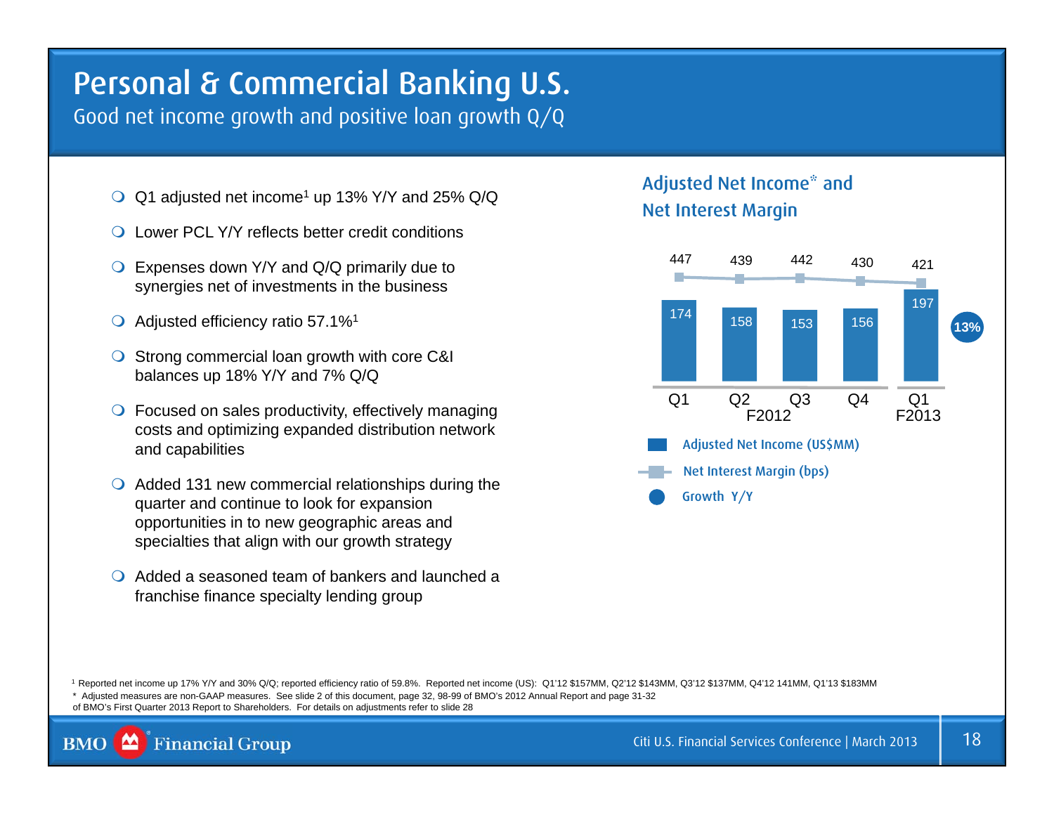# Personal & Commercial Banking U.S.

## Good net income growth and positive loan growth Q/Q

- Q1 adjusted net income[1] up 13% Y/Y and 25% Q/Q
- Lower PCL Y/Y reflects better credit conditions
- Expenses down Y/Y and Q/Q primarily due to synergies net of investments in the business
- Adjusted efficiency ratio 57.1%[1]
- Strong commercial loan growth with core C&I balances up 18% Y/Y and 7% Q/Q
- Focused on sales productivity, effectively managing costs and optimizing expanded distribution network and capabilities
- Added 131 new commercial relationships during the quarter and continue to look for expansion opportunities in to new geographic areas and specialties that align with our growth strategy
- Added a seasoned team of bankers and launched a franchise finance specialty lending group

### Adjusted Net Income* and Net Interest Margin

| | Q1 F2012 | Q2 F2012 | Q3 F2012 | Q4 F2012 | Q1 F2013 |
|---|---|---|---|---|---|
| Adjusted Net Income (US$MM) | 174 | 158 | 153 | 156 | 197 |
| Net Interest Margin (bps) | 447 | 439 | 442 | 430 | 421 |

Growth Y/Y: 13%

[1] Reported net income up 17% Y/Y and 30% Q/Q; reported efficiency ratio of 59.8%. Reported net income (US): Q1'12 $157MM, Q2'12 $143MM, Q3'12 $137MM, Q4'12 141MM, Q1'13 $183MM

\* Adjusted measures are non-GAAP measures. See slide 2 of this document, page 32, 98-99 of BMO's 2012 Annual Report and page 31-32 of BMO's First Quarter 2013 Report to Shareholders. For details on adjustments refer to slide 28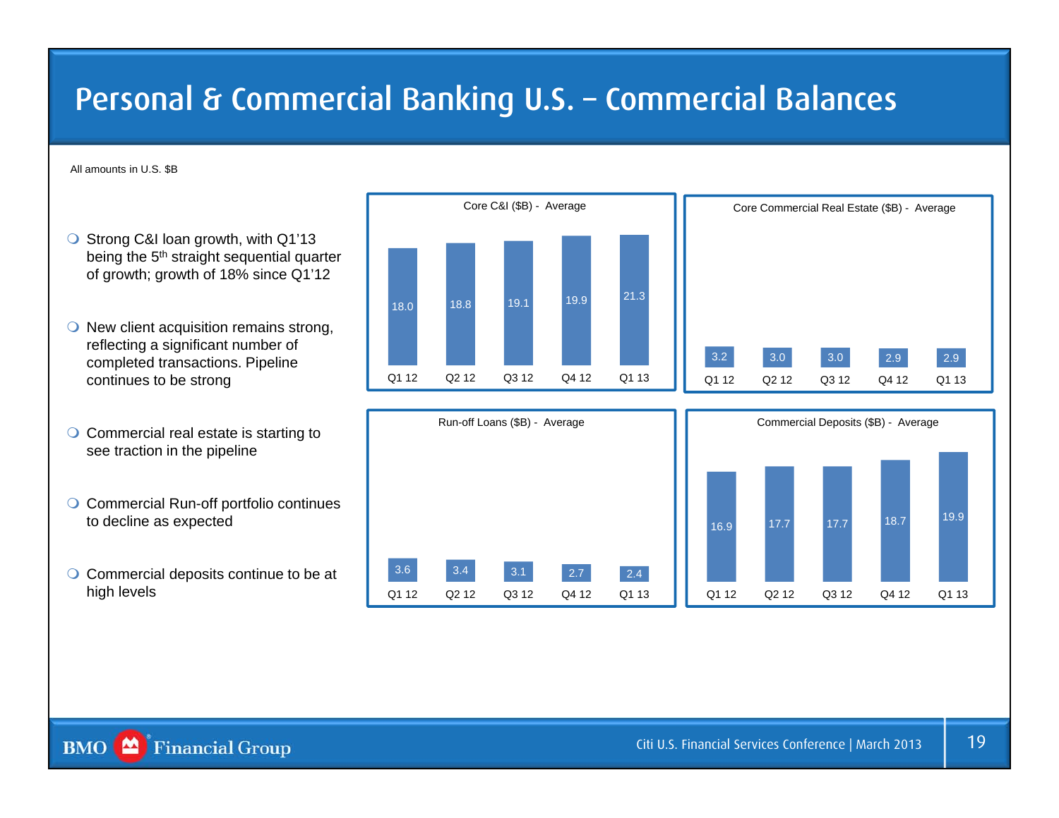# Personal & Commercial Banking U.S. – Commercial Balances

All amounts in U.S. $B

- Strong C&I loan growth, with Q1'13 being the 5th straight sequential quarter of growth; growth of 18% since Q1'12
- New client acquisition remains strong, reflecting a significant number of completed transactions. Pipeline continues to be strong
- Commercial real estate is starting to see traction in the pipeline
- Commercial Run-off portfolio continues to decline as expected
- Commercial deposits continue to be at high levels

**Core C&I ($B) - Average**

| Q1 12 | Q2 12 | Q3 12 | Q4 12 | Q1 13 |
|---|---|---|---|---|
| 18.0 | 18.8 | 19.1 | 19.9 | 21.3 |

**Core Commercial Real Estate ($B) - Average**

| Q1 12 | Q2 12 | Q3 12 | Q4 12 | Q1 13 |
|---|---|---|---|---|
| 3.2 | 3.0 | 3.0 | 2.9 | 2.9 |

**Run-off Loans ($B) - Average**

| Q1 12 | Q2 12 | Q3 12 | Q4 12 | Q1 13 |
|---|---|---|---|---|
| 3.6 | 3.4 | 3.1 | 2.7 | 2.4 |

**Commercial Deposits ($B) - Average**

| Q1 12 | Q2 12 | Q3 12 | Q4 12 | Q1 13 |
|---|---|---|---|---|
| 16.9 | 17.7 | 17.7 | 18.7 | 19.9 |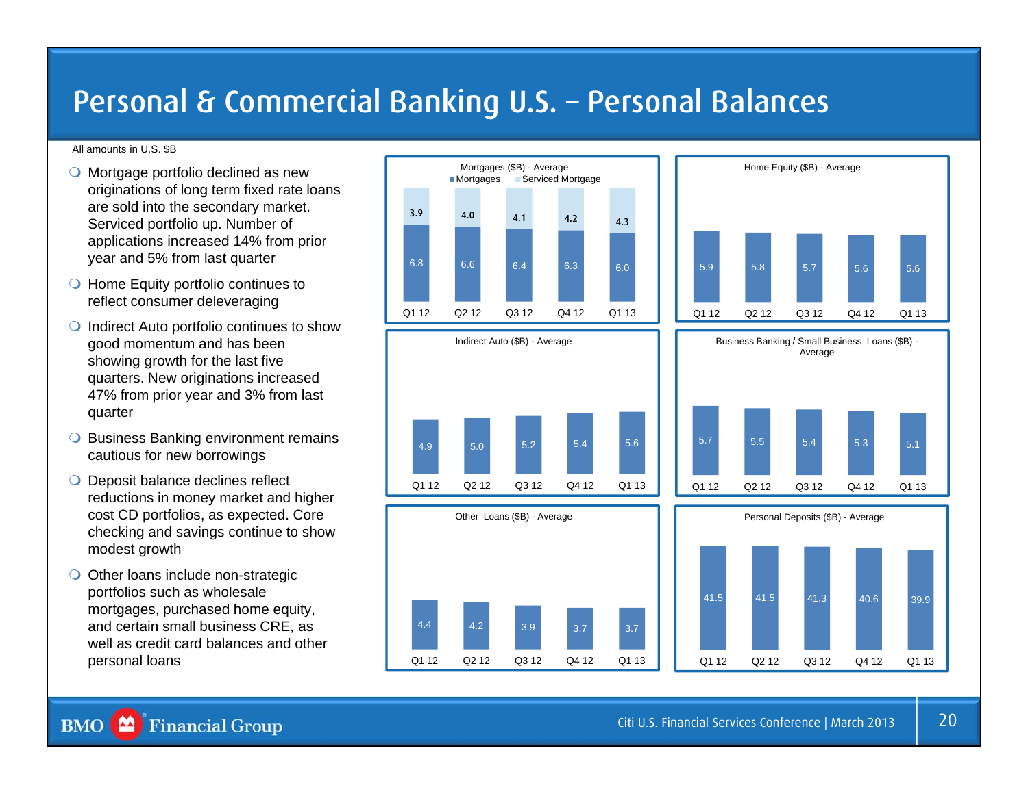# Personal & Commercial Banking U.S. – Personal Balances

All amounts in U.S. $B

- Mortgage portfolio declined as new originations of long term fixed rate loans are sold into the secondary market. Serviced portfolio up. Number of applications increased 14% from prior year and 5% from last quarter
- Home Equity portfolio continues to reflect consumer deleveraging
- Indirect Auto portfolio continues to show good momentum and has been showing growth for the last five quarters. New originations increased 47% from prior year and 3% from last quarter
- Business Banking environment remains cautious for new borrowings
- Deposit balance declines reflect reductions in money market and higher cost CD portfolios, as expected. Core checking and savings continue to show modest growth
- Other loans include non-strategic portfolios such as wholesale mortgages, purchased home equity, and certain small business CRE, as well as credit card balances and other personal loans

**Mortgages ($B) - Average**

| | Q1 12 | Q2 12 | Q3 12 | Q4 12 | Q1 13 |
|---|---|---|---|---|---|
| Mortgages | 6.8 | 6.6 | 6.4 | 6.3 | 6.0 |
| Serviced Mortgage | 3.9 | 4.0 | 4.1 | 4.2 | 4.3 |

**Home Equity ($B) - Average**

| Q1 12 | Q2 12 | Q3 12 | Q4 12 | Q1 13 |
|---|---|---|---|---|
| 5.9 | 5.8 | 5.7 | 5.6 | 5.6 |

**Indirect Auto ($B) - Average**

| Q1 12 | Q2 12 | Q3 12 | Q4 12 | Q1 13 |
|---|---|---|---|---|
| 4.9 | 5.0 | 5.2 | 5.4 | 5.6 |

**Business Banking / Small Business Loans ($B) - Average**

| Q1 12 | Q2 12 | Q3 12 | Q4 12 | Q1 13 |
|---|---|---|---|---|
| 5.7 | 5.5 | 5.4 | 5.3 | 5.1 |

**Other Loans ($B) - Average**

| Q1 12 | Q2 12 | Q3 12 | Q4 12 | Q1 13 |
|---|---|---|---|---|
| 4.4 | 4.2 | 3.9 | 3.7 | 3.7 |

**Personal Deposits ($B) - Average**

| Q1 12 | Q2 12 | Q3 12 | Q4 12 | Q1 13 |
|---|---|---|---|---|
| 41.5 | 41.5 | 41.3 | 40.6 | 39.9 |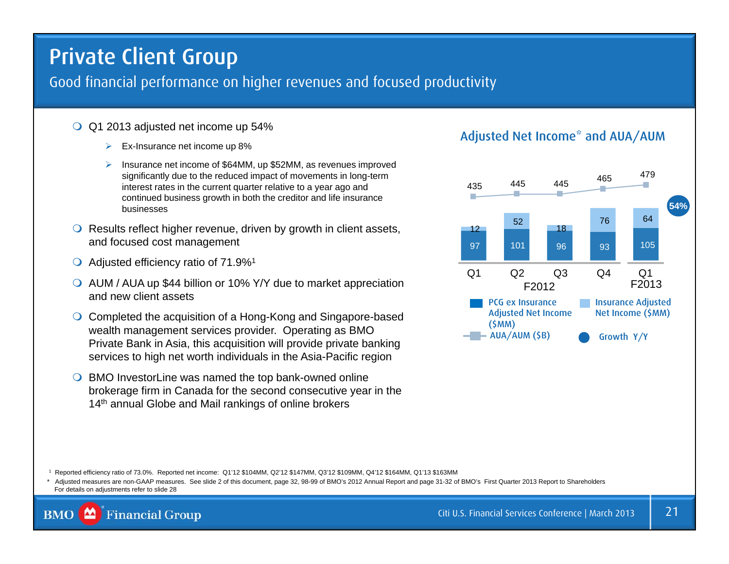# Private Client Group

Good financial performance on higher revenues and focused productivity

- Q1 2013 adjusted net income up 54%
  - Ex-Insurance net income up 8%
  - Insurance net income of $64MM, up $52MM, as revenues improved significantly due to the reduced impact of movements in long-term interest rates in the current quarter relative to a year ago and continued business growth in both the creditor and life insurance businesses
- Results reflect higher revenue, driven by growth in client assets, and focused cost management
- Adjusted efficiency ratio of 71.9%[1]
- AUM / AUA up $44 billion or 10% Y/Y due to market appreciation and new client assets
- Completed the acquisition of a Hong-Kong and Singapore-based wealth management services provider. Operating as BMO Private Bank in Asia, this acquisition will provide private banking services to high net worth individuals in the Asia-Pacific region
- BMO InvestorLine was named the top bank-owned online brokerage firm in Canada for the second consecutive year in the 14th annual Globe and Mail rankings of online brokers

## Adjusted Net Income* and AUA/AUM

| | Q1 F2012 | Q2 F2012 | Q3 F2012 | Q4 F2012 | Q1 F2013 |
|---|---|---|---|---|---|
| PCG ex Insurance Adjusted Net Income ($MM) | 97 | 101 | 96 | 93 | 105 |
| Insurance Adjusted Net Income ($MM) | 12 | 52 | 18 | 76 | 64 |
| AUA/AUM ($B) | 435 | 445 | 445 | 465 | 479 |
| Growth Y/Y | | | | | 54% |

[1] Reported efficiency ratio of 73.0%. Reported net income: Q1'12 $104MM, Q2'12 $147MM, Q3'12 $109MM, Q4'12 $164MM, Q1'13 $163MM

\* Adjusted measures are non-GAAP measures. See slide 2 of this document, page 32, 98-99 of BMO's 2012 Annual Report and page 31-32 of BMO's First Quarter 2013 Report to Shareholders. For details on adjustments refer to slide 28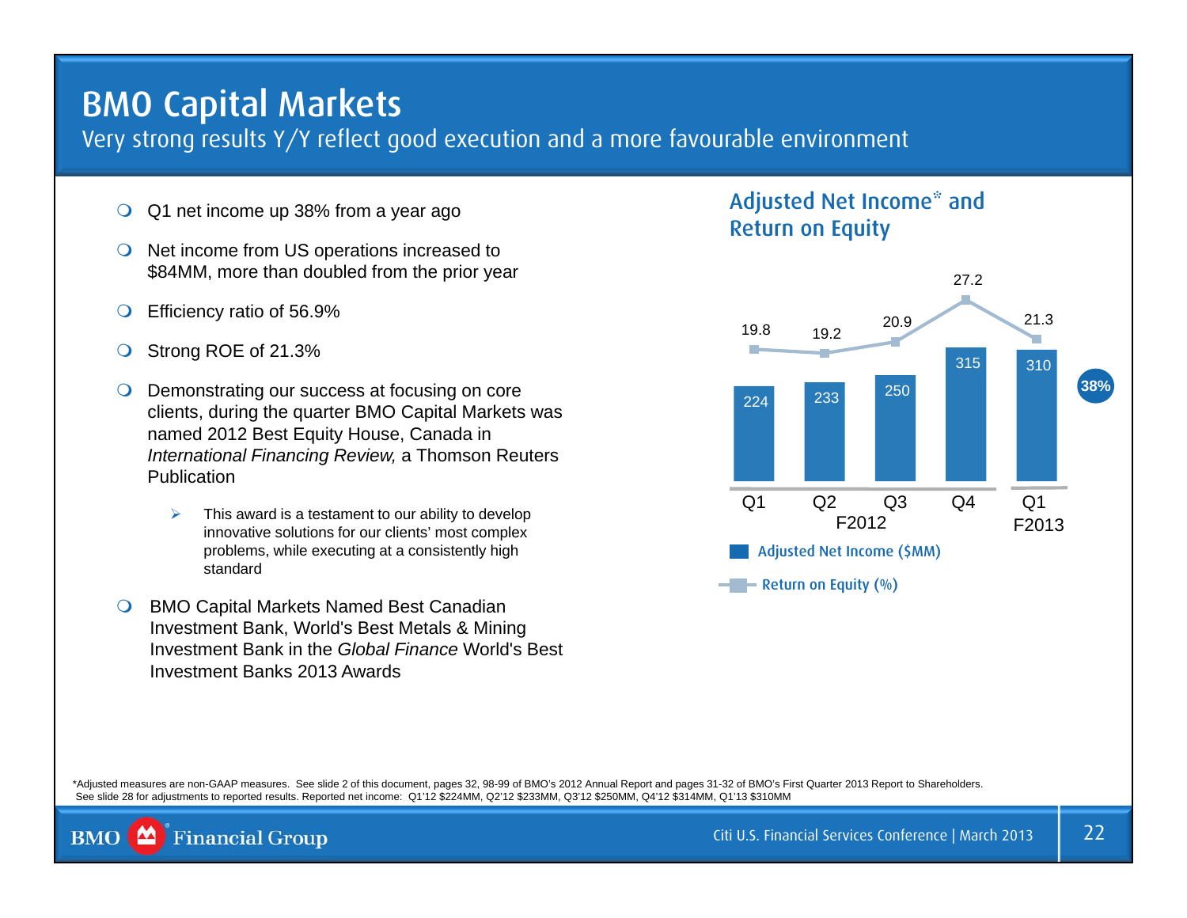# BMO Capital Markets

Very strong results Y/Y reflect good execution and a more favourable environment

- Q1 net income up 38% from a year ago
- Net income from US operations increased to $84MM, more than doubled from the prior year
- Efficiency ratio of 56.9%
- Strong ROE of 21.3%
- Demonstrating our success at focusing on core clients, during the quarter BMO Capital Markets was named 2012 Best Equity House, Canada in *International Financing Review,* a Thomson Reuters Publication
  - This award is a testament to our ability to develop innovative solutions for our clients' most complex problems, while executing at a consistently high standard
- BMO Capital Markets Named Best Canadian Investment Bank, World's Best Metals & Mining Investment Bank in the *Global Finance* World's Best Investment Banks 2013 Awards

## Adjusted Net Income* and Return on Equity

| | Q1 F2012 | Q2 F2012 | Q3 F2012 | Q4 F2012 | Q1 F2013 |
|---|---|---|---|---|---|
| Adjusted Net Income ($MM) | 224 | 233 | 250 | 315 | 310 |
| Return on Equity (%) | 19.8 | 19.2 | 20.9 | 27.2 | 21.3 |

38%

*Adjusted measures are non-GAAP measures. See slide 2 of this document, pages 32, 98-99 of BMO's 2012 Annual Report and pages 31-32 of BMO's First Quarter 2013 Report to Shareholders. See slide 28 for adjustments to reported results. Reported net income: Q1'12 $224MM, Q2'12 $233MM, Q3'12 $250MM, Q4'12 $314MM, Q1'13 $310MM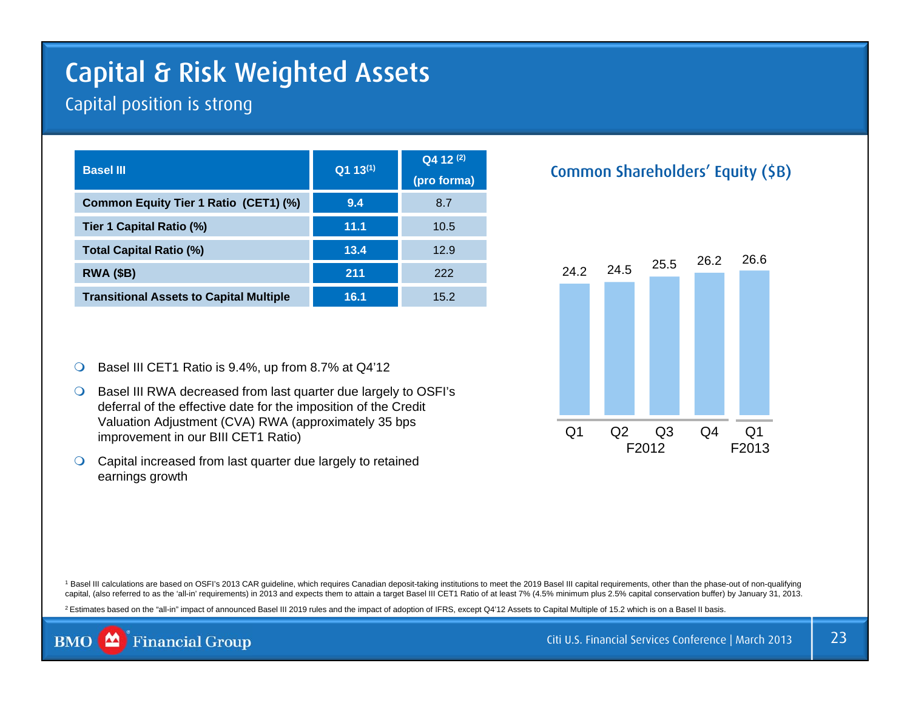# Capital & Risk Weighted Assets

## Capital position is strong

| Basel III | Q1 13[1] | Q4 12 [2] (pro forma) |
|---|---|---|
| Common Equity Tier 1 Ratio (CET1) (%) | 9.4 | 8.7 |
| Tier 1 Capital Ratio (%) | 11.1 | 10.5 |
| Total Capital Ratio (%) | 13.4 | 12.9 |
| RWA ($B) | 211 | 222 |
| Transitional Assets to Capital Multiple | 16.1 | 15.2 |

- Basel III CET1 Ratio is 9.4%, up from 8.7% at Q4'12
- Basel III RWA decreased from last quarter due largely to OSFI's deferral of the effective date for the imposition of the Credit Valuation Adjustment (CVA) RWA (approximately 35 bps improvement in our BIII CET1 Ratio)
- Capital increased from last quarter due largely to retained earnings growth

### Common Shareholders' Equity ($B)

| | Q1 F2012 | Q2 F2012 | Q3 F2012 | Q4 F2012 | Q1 F2013 |
|---|---|---|---|---|---|
| Common Shareholders' Equity ($B) | 24.2 | 24.5 | 25.5 | 26.2 | 26.6 |

[1] Basel III calculations are based on OSFI's 2013 CAR guideline, which requires Canadian deposit-taking institutions to meet the 2019 Basel III capital requirements, other than the phase-out of non-qualifying capital, (also referred to as the 'all-in' requirements) in 2013 and expects them to attain a target Basel III CET1 Ratio of at least 7% (4.5% minimum plus 2.5% capital conservation buffer) by January 31, 2013.

[2] Estimates based on the "all-in" impact of announced Basel III 2019 rules and the impact of adoption of IFRS, except Q4'12 Assets to Capital Multiple of 15.2 which is on a Basel II basis.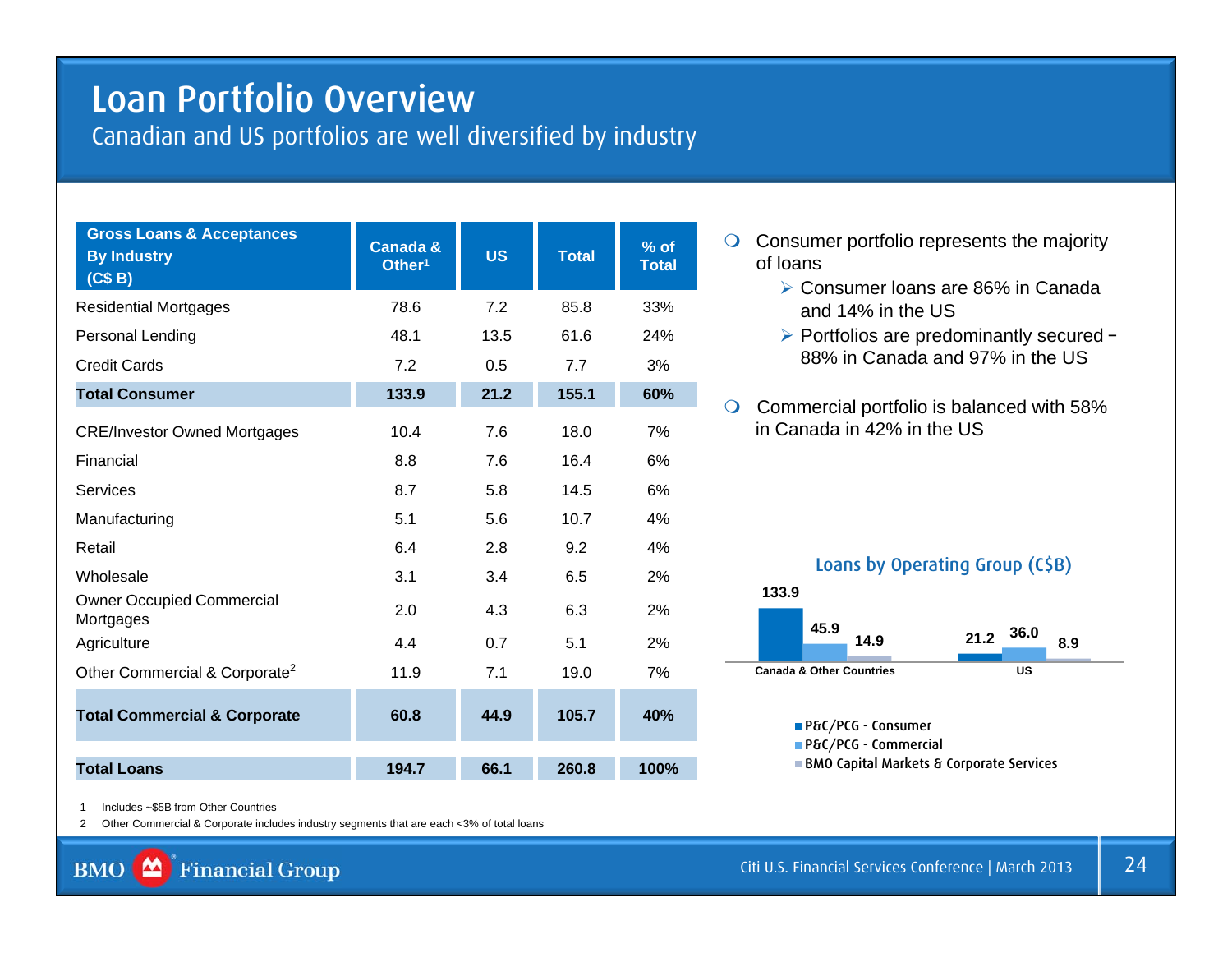# Loan Portfolio Overview

## Canadian and US portfolios are well diversified by industry

| Gross Loans & Acceptances By Industry (C$ B) | Canada & Other[1] | US | Total | % of Total |
|---|---|---|---|---|
| Residential Mortgages | 78.6 | 7.2 | 85.8 | 33% |
| Personal Lending | 48.1 | 13.5 | 61.6 | 24% |
| Credit Cards | 7.2 | 0.5 | 7.7 | 3% |
| **Total Consumer** | **133.9** | **21.2** | **155.1** | **60%** |
| CRE/Investor Owned Mortgages | 10.4 | 7.6 | 18.0 | 7% |
| Financial | 8.8 | 7.6 | 16.4 | 6% |
| Services | 8.7 | 5.8 | 14.5 | 6% |
| Manufacturing | 5.1 | 5.6 | 10.7 | 4% |
| Retail | 6.4 | 2.8 | 9.2 | 4% |
| Wholesale | 3.1 | 3.4 | 6.5 | 2% |
| Owner Occupied Commercial Mortgages | 2.0 | 4.3 | 6.3 | 2% |
| Agriculture | 4.4 | 0.7 | 5.1 | 2% |
| Other Commercial & Corporate[2] | 11.9 | 7.1 | 19.0 | 7% |
| **Total Commercial & Corporate** | **60.8** | **44.9** | **105.7** | **40%** |
| **Total Loans** | **194.7** | **66.1** | **260.8** | **100%** |

- Consumer portfolio represents the majority of loans
  - Consumer loans are 86% in Canada and 14% in the US
  - Portfolios are predominantly secured – 88% in Canada and 97% in the US
- Commercial portfolio is balanced with 58% in Canada in 42% in the US

**Loans by Operating Group (C$B)**

| | P&C/PCG - Consumer | P&C/PCG - Commercial | BMO Capital Markets & Corporate Services |
|---|---|---|---|
| Canada & Other Countries | 133.9 | 45.9 | 14.9 |
| US | 21.2 | 36.0 | 8.9 |

1 Includes ~$5B from Other Countries

2 Other Commercial & Corporate includes industry segments that are each <3% of total loans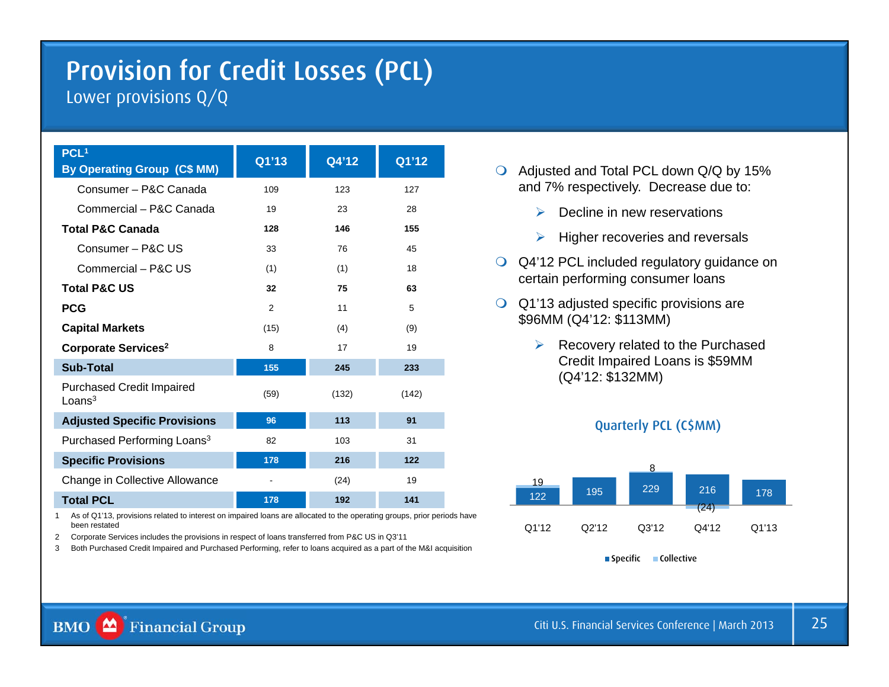# Provision for Credit Losses (PCL)

## Lower provisions Q/Q

| PCL[1] By Operating Group (C$ MM) | Q1'13 | Q4'12 | Q1'12 |
|---|---|---|---|
| Consumer – P&C Canada | 109 | 123 | 127 |
| Commercial – P&C Canada | 19 | 23 | 28 |
| **Total P&C Canada** | **128** | **146** | **155** |
| Consumer – P&C US | 33 | 76 | 45 |
| Commercial – P&C US | (1) | (1) | 18 |
| **Total P&C US** | **32** | **75** | **63** |
| **PCG** | 2 | 11 | 5 |
| **Capital Markets** | (15) | (4) | (9) |
| **Corporate Services[2]** | 8 | 17 | 19 |
| **Sub-Total** | **155** | **245** | **233** |
| Purchased Credit Impaired Loans[3] | (59) | (132) | (142) |
| **Adjusted Specific Provisions** | **96** | **113** | **91** |
| Purchased Performing Loans[3] | 82 | 103 | 31 |
| **Specific Provisions** | **178** | **216** | **122** |
| Change in Collective Allowance | - | (24) | 19 |
| **Total PCL** | **178** | **192** | **141** |

1 As of Q1'13, provisions related to interest on impaired loans are allocated to the operating groups, prior periods have been restated

2 Corporate Services includes the provisions in respect of loans transferred from P&C US in Q3'11

3 Both Purchased Credit Impaired and Purchased Performing, refer to loans acquired as a part of the M&I acquisition

- Adjusted and Total PCL down Q/Q by 15% and 7% respectively. Decrease due to:
  - Decline in new reservations
  - Higher recoveries and reversals
- Q4'12 PCL included regulatory guidance on certain performing consumer loans
- Q1'13 adjusted specific provisions are $96MM (Q4'12: $113MM)
  - Recovery related to the Purchased Credit Impaired Loans is $59MM (Q4'12: $132MM)

**Quarterly PCL (C$MM)**

| | Q1'12 | Q2'12 | Q3'12 | Q4'12 | Q1'13 |
|---|---|---|---|---|---|
| Specific | 122 | 195 | 229 | 216 | 178 |
| Collective | 19 | | 8 | (24) | |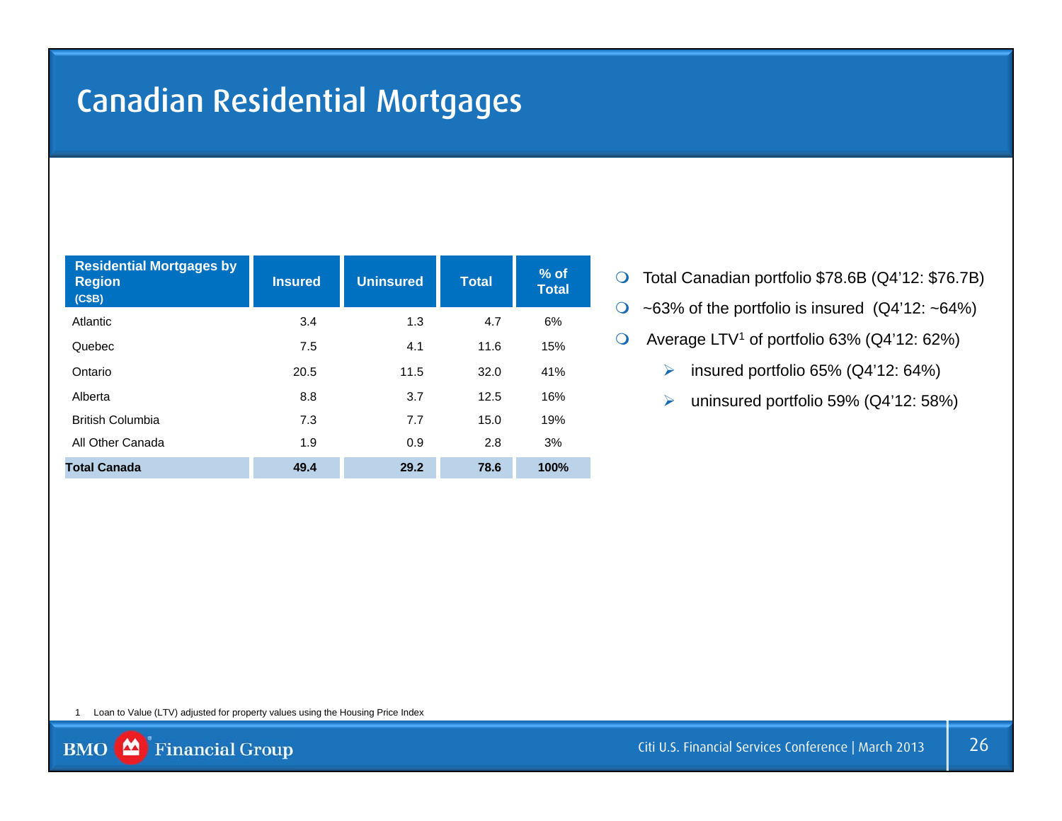# Canadian Residential Mortgages

| Residential Mortgages by Region (C$B) | Insured | Uninsured | Total | % of Total |
|---|---|---|---|---|
| Atlantic | 3.4 | 1.3 | 4.7 | 6% |
| Quebec | 7.5 | 4.1 | 11.6 | 15% |
| Ontario | 20.5 | 11.5 | 32.0 | 41% |
| Alberta | 8.8 | 3.7 | 12.5 | 16% |
| British Columbia | 7.3 | 7.7 | 15.0 | 19% |
| All Other Canada | 1.9 | 0.9 | 2.8 | 3% |
| **Total Canada** | **49.4** | **29.2** | **78.6** | **100%** |

- Total Canadian portfolio $78.6B (Q4'12: $76.7B)
- ~63% of the portfolio is insured (Q4'12: ~64%)
- Average LTV[1] of portfolio 63% (Q4'12: 62%)
  - insured portfolio 65% (Q4'12: 64%)
  - uninsured portfolio 59% (Q4'12: 58%)

1 Loan to Value (LTV) adjusted for property values using the Housing Price Index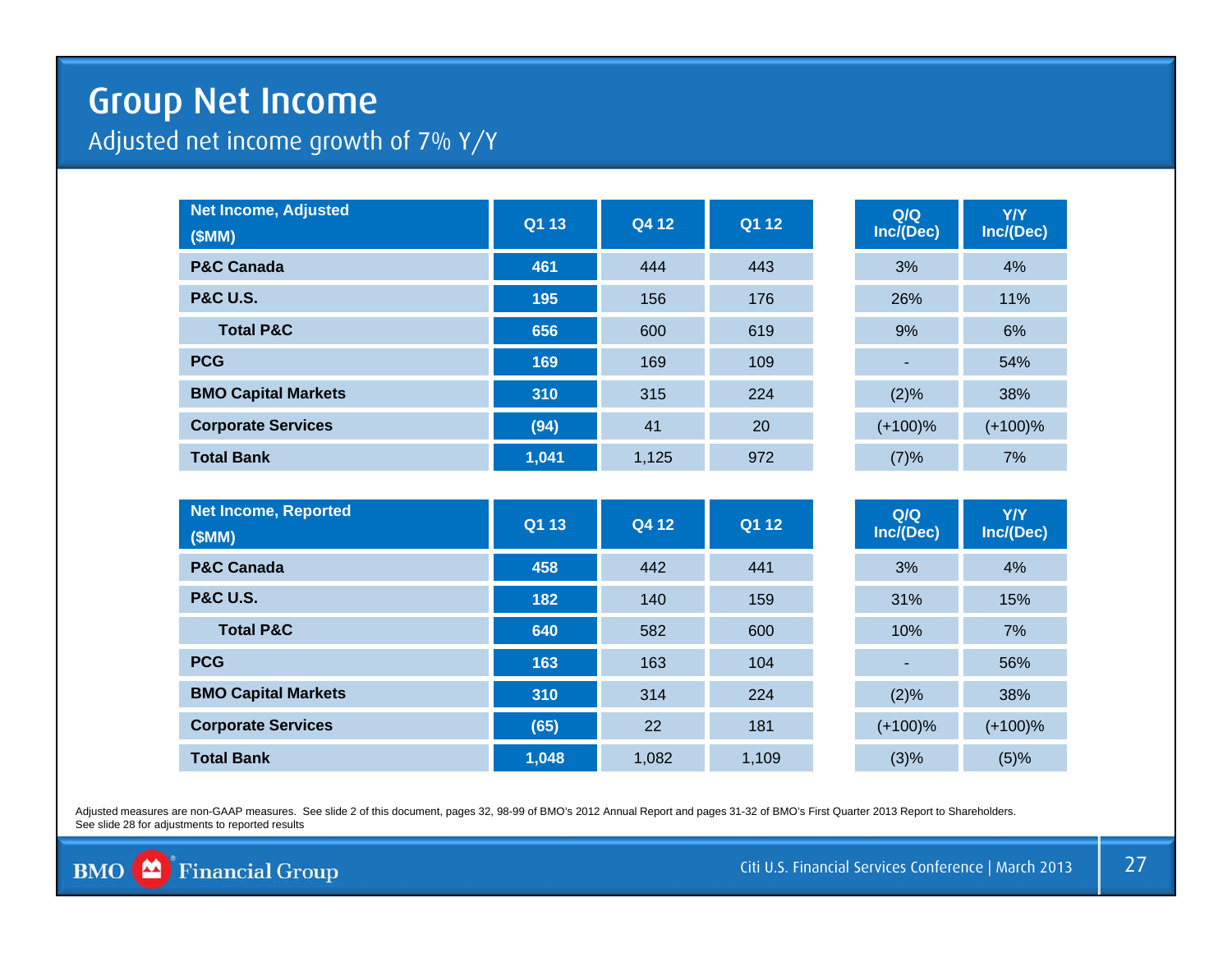# Group Net Income

## Adjusted net income growth of 7% Y/Y

| Net Income, Adjusted ($MM) | Q1 13 | Q4 12 | Q1 12 | Q/Q Inc/(Dec) | Y/Y Inc/(Dec) |
|---|---|---|---|---|---|
| **P&C Canada** | **461** | 444 | 443 | 3% | 4% |
| **P&C U.S.** | **195** | 156 | 176 | 26% | 11% |
| **Total P&C** | **656** | 600 | 619 | 9% | 6% |
| **PCG** | **169** | 169 | 109 | - | 54% |
| **BMO Capital Markets** | **310** | 315 | 224 | (2)% | 38% |
| **Corporate Services** | **(94)** | 41 | 20 | (+100)% | (+100)% |
| **Total Bank** | **1,041** | 1,125 | 972 | (7)% | 7% |

| Net Income, Reported ($MM) | Q1 13 | Q4 12 | Q1 12 | Q/Q Inc/(Dec) | Y/Y Inc/(Dec) |
|---|---|---|---|---|---|
| **P&C Canada** | **458** | 442 | 441 | 3% | 4% |
| **P&C U.S.** | **182** | 140 | 159 | 31% | 15% |
| **Total P&C** | **640** | 582 | 600 | 10% | 7% |
| **PCG** | **163** | 163 | 104 | - | 56% |
| **BMO Capital Markets** | **310** | 314 | 224 | (2)% | 38% |
| **Corporate Services** | **(65)** | 22 | 181 | (+100)% | (+100)% |
| **Total Bank** | **1,048** | 1,082 | 1,109 | (3)% | (5)% |

Adjusted measures are non-GAAP measures. See slide 2 of this document, pages 32, 98-99 of BMO's 2012 Annual Report and pages 31-32 of BMO's First Quarter 2013 Report to Shareholders.
See slide 28 for adjustments to reported results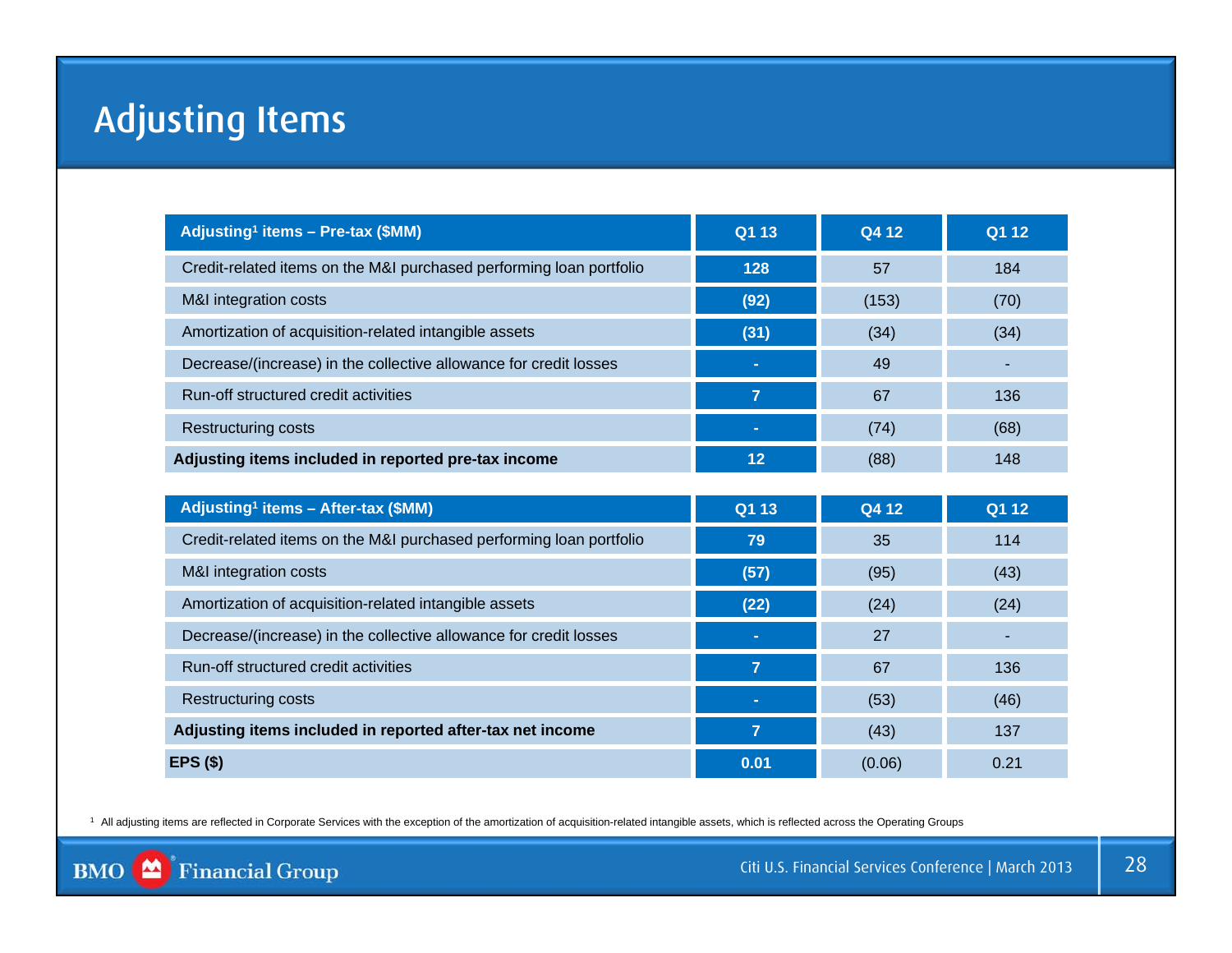# Adjusting Items

| Adjusting[1] items – Pre-tax ($MM) | Q1 13 | Q4 12 | Q1 12 |
|---|---|---|---|
| Credit-related items on the M&I purchased performing loan portfolio | **128** | 57 | 184 |
| M&I integration costs | **(92)** | (153) | (70) |
| Amortization of acquisition-related intangible assets | **(31)** | (34) | (34) |
| Decrease/(increase) in the collective allowance for credit losses | **-** | 49 | - |
| Run-off structured credit activities | **7** | 67 | 136 |
| Restructuring costs | **-** | (74) | (68) |
| **Adjusting items included in reported pre-tax income** | **12** | (88) | 148 |

| Adjusting[1] items – After-tax ($MM) | Q1 13 | Q4 12 | Q1 12 |
|---|---|---|---|
| Credit-related items on the M&I purchased performing loan portfolio | **79** | 35 | 114 |
| M&I integration costs | **(57)** | (95) | (43) |
| Amortization of acquisition-related intangible assets | **(22)** | (24) | (24) |
| Decrease/(increase) in the collective allowance for credit losses | **-** | 27 | - |
| Run-off structured credit activities | **7** | 67 | 136 |
| Restructuring costs | **-** | (53) | (46) |
| **Adjusting items included in reported after-tax net income** | **7** | (43) | 137 |
| **EPS ($)** | **0.01** | (0.06) | 0.21 |

[1] All adjusting items are reflected in Corporate Services with the exception of the amortization of acquisition-related intangible assets, which is reflected across the Operating Groups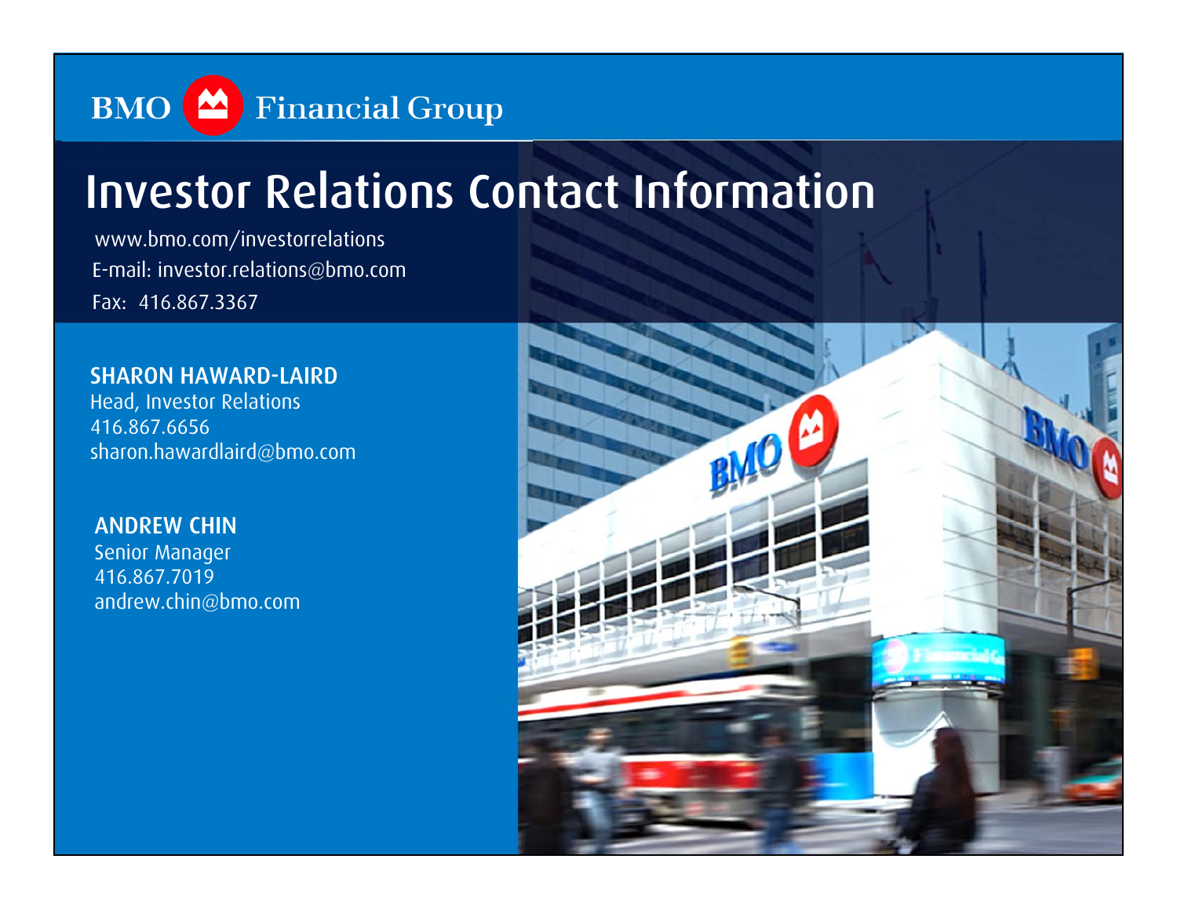BMO Financial Group

# Investor Relations Contact Information

www.bmo.com/investorrelations
E-mail: investor.relations@bmo.com
Fax: 416.867.3367

**SHARON HAWARD-LAIRD**
Head, Investor Relations
416.867.6656
sharon.hawardlaird@bmo.com

**ANDREW CHIN**
Senior Manager
416.867.7019
andrew.chin@bmo.com